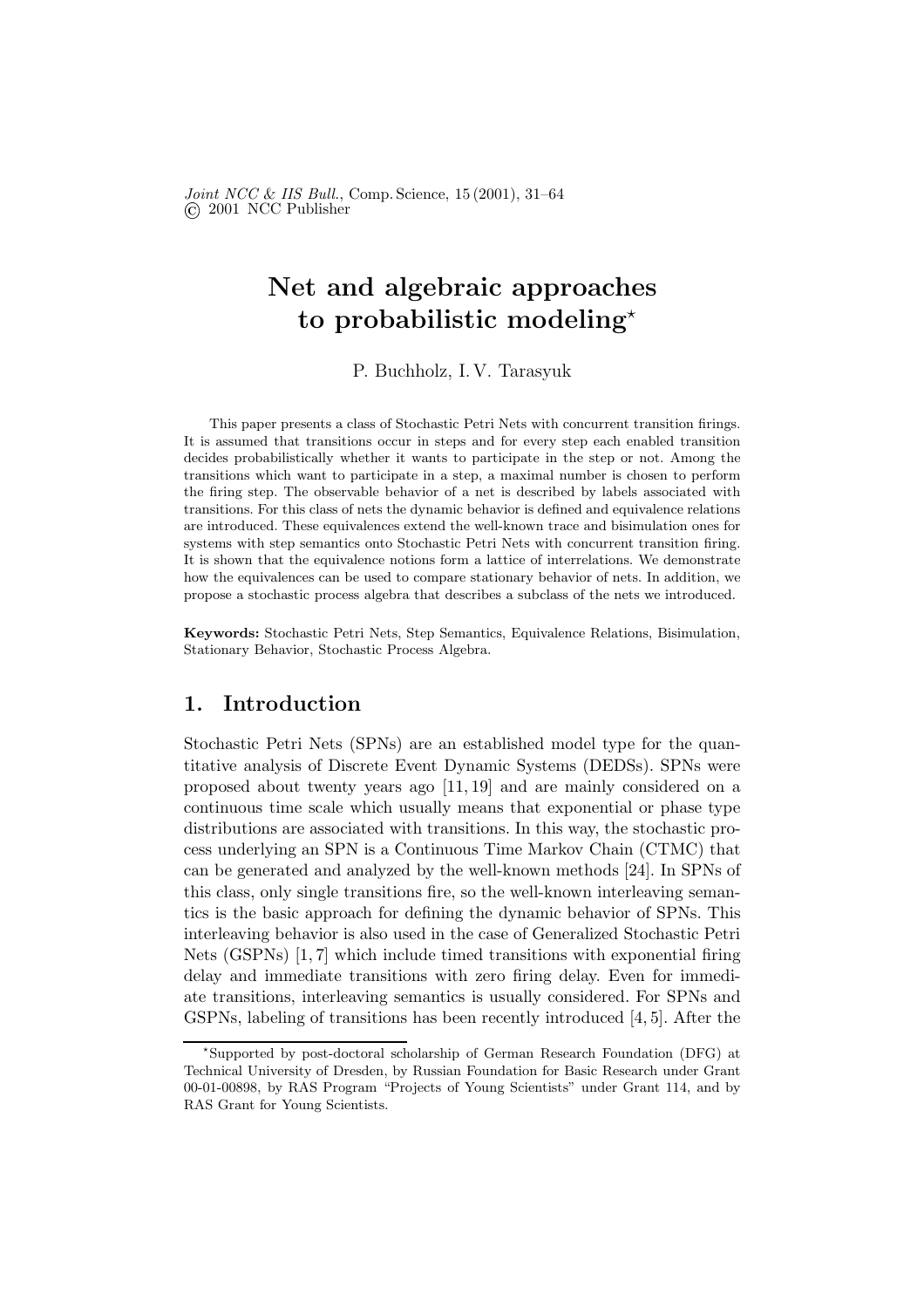# Net and algebraic approaches to probabilistic modeling*

P. Buchholz, I. V. Tarasyuk

This paper presents a class of Stochastic Petri Nets with concurrent transition firings. It is assumed that transitions occur in steps and for every step each enabled transition decides probabilistically whether it wants to participate in the step or not. Among the transitions which want to participate in a step, a maximal number is chosen to perform the firing step. The observable behavior of a net is described by labels associated with transitions. For this class of nets the dynamic behavior is defined and equivalence relations are introduced. These equivalences extend the well-known trace and bisimulation ones for systems with step semantics onto Stochastic Petri Nets with concurrent transition firing. It is shown that the equivalence notions form a lattice of interrelations. We demonstrate how the equivalences can be used to compare stationary behavior of nets. In addition, we propose a stochastic process algebra that describes a subclass of the nets we introduced.

**Keywords:** Stochastic Petri Nets, Step Semantics, Equivalence Relations, Bisimulation, Stationary Behavior, Stochastic Process Algebra.

## 1. Introduction

Stochastic Petri Nets (SPNs) are an established model type for the quantitative analysis of Discrete Event Dynamic Systems (DEDSs). SPNs were proposed about twenty years ago [11, 19] and are mainly considered on a continuous time scale which usually means that exponential or phase type distributions are associated with transitions. In this way, the stochastic process underlying an SPN is a Continuous Time Markov Chain (CTMC) that can be generated and analyzed by the well-known methods [24]. In SPNs of this class, only single transitions fire, so the well-known interleaving semantics is the basic approach for defining the dynamic behavior of SPNs. This interleaving behavior is also used in the case of Generalized Stochastic Petri Nets (GSPNs) [1, 7] which include timed transitions with exponential firing delay and immediate transitions with zero firing delay. Even for immediate transitions, interleaving semantics is usually considered. For SPNs and GSPNs, labeling of transitions has been recently introduced [4, 5]. After the

*Supported by post-doctoral scholarship of German Research Foundation (DFG) at Technical University of Dresden, by Russian Foundation for Basic Research under Grant 00-01-00898, by RAS Program "Projects of Young Scientists" under Grant 114, and by RAS Grant for Young Scientists.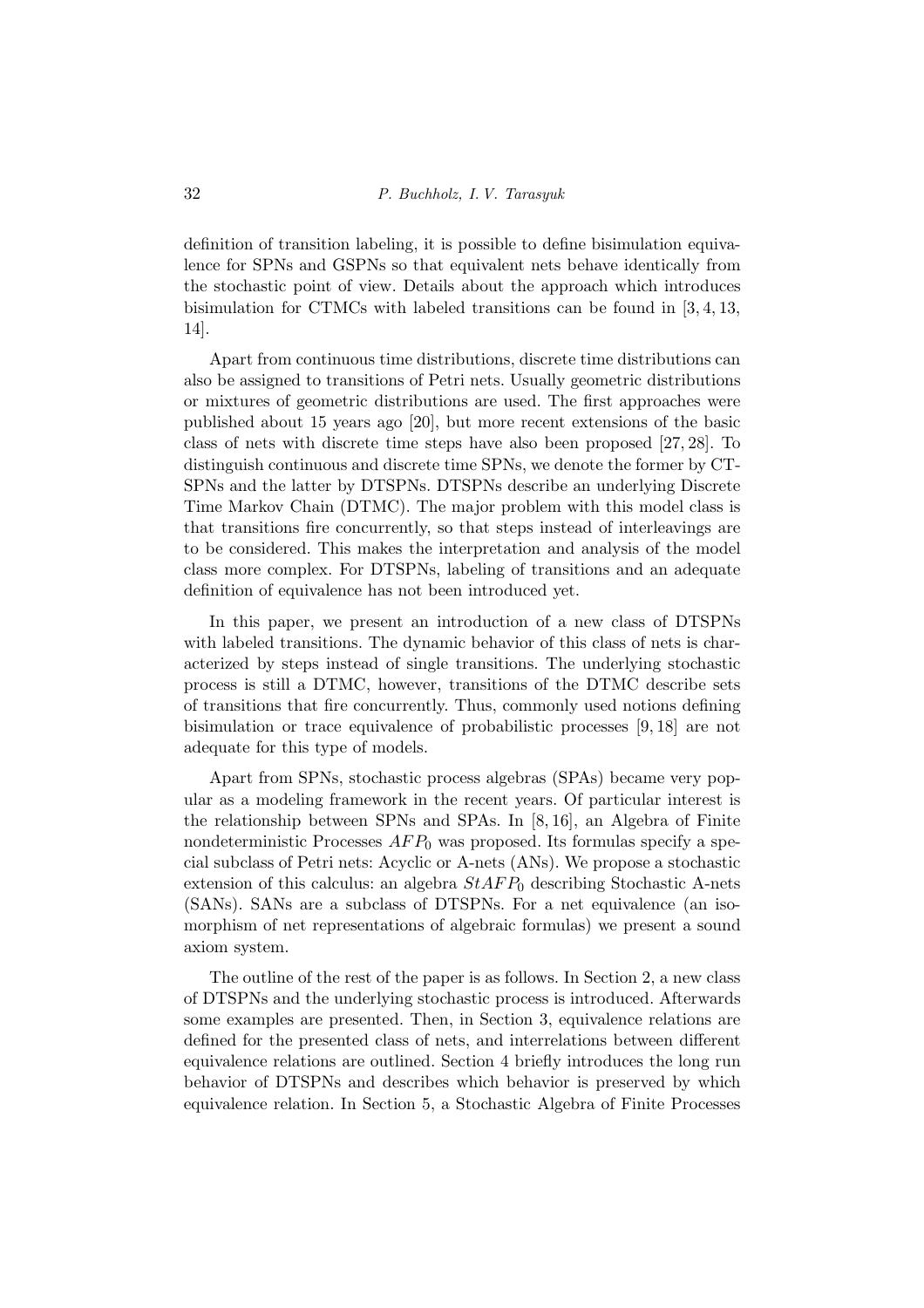definition of transition labeling, it is possible to define bisimulation equivalence for SPNs and GSPNs so that equivalent nets behave identically from the stochastic point of view. Details about the approach which introduces bisimulation for CTMCs with labeled transitions can be found in [3, 4, 13, 14].

Apart from continuous time distributions, discrete time distributions can also be assigned to transitions of Petri nets. Usually geometric distributions or mixtures of geometric distributions are used. The first approaches were published about 15 years ago [20], but more recent extensions of the basic class of nets with discrete time steps have also been proposed [27, 28]. To distinguish continuous and discrete time SPNs, we denote the former by CT-SPNs and the latter by DTSPNs. DTSPNs describe an underlying Discrete Time Markov Chain (DTMC). The major problem with this model class is that transitions fire concurrently, so that steps instead of interleavings are to be considered. This makes the interpretation and analysis of the model class more complex. For DTSPNs, labeling of transitions and an adequate definition of equivalence has not been introduced yet.

In this paper, we present an introduction of a new class of DTSPNs with labeled transitions. The dynamic behavior of this class of nets is characterized by steps instead of single transitions. The underlying stochastic process is still a DTMC, however, transitions of the DTMC describe sets of transitions that fire concurrently. Thus, commonly used notions defining bisimulation or trace equivalence of probabilistic processes [9, 18] are not adequate for this type of models.

Apart from SPNs, stochastic process algebras (SPAs) became very popular as a modeling framework in the recent years. Of particular interest is the relationship between SPNs and SPAs. In [8, 16], an Algebra of Finite nondeterministic Processes $AFP_0$ was proposed. Its formulas specify a special subclass of Petri nets: Acyclic or A-nets (ANs). We propose a stochastic extension of this calculus: an algebra $StAFP_0$ describing Stochastic A-nets (SANs). SANs are a subclass of DTSPNs. For a net equivalence (an isomorphism of net representations of algebraic formulas) we present a sound axiom system.

The outline of the rest of the paper is as follows. In Section 2, a new class of DTSPNs and the underlying stochastic process is introduced. Afterwards some examples are presented. Then, in Section 3, equivalence relations are defined for the presented class of nets, and interrelations between different equivalence relations are outlined. Section 4 briefly introduces the long run behavior of DTSPNs and describes which behavior is preserved by which equivalence relation. In Section 5, a Stochastic Algebra of Finite Processes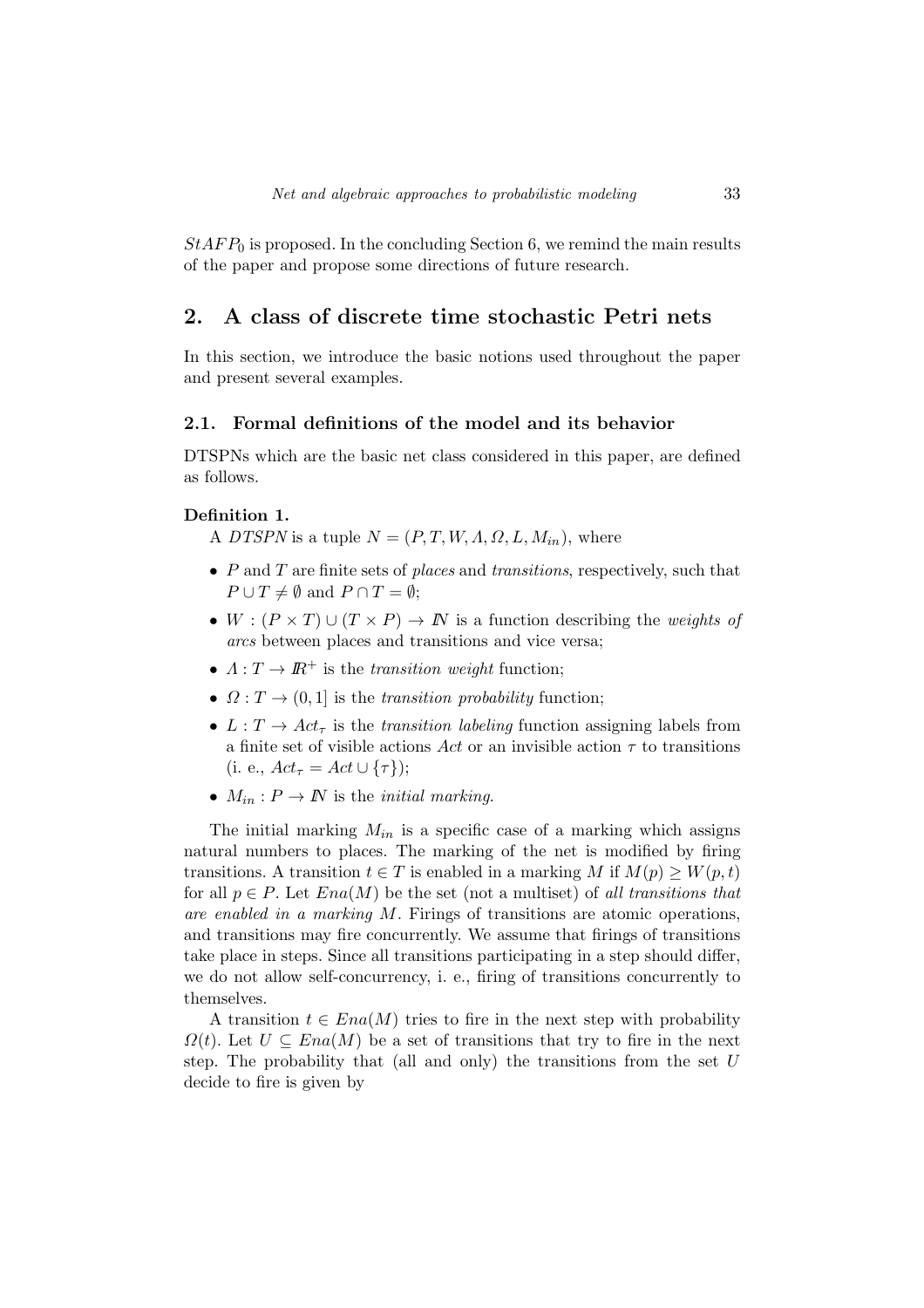$StAFP_0$ is proposed. In the concluding Section 6, we remind the main results of the paper and propose some directions of future research.

## 2. A class of discrete time stochastic Petri nets

In this section, we introduce the basic notions used throughout the paper and present several examples.

### 2.1. Formal definitions of the model and its behavior

DTSPNs which are the basic net class considered in this paper, are defined as follows.

**Definition 1.**

A *DTSPN* is a tuple $N = (P, T, W, \Lambda, \Omega, L, M_{in})$, where

- $P$ and $T$ are finite sets of *places* and *transitions*, respectively, such that $P \cup T \neq \emptyset$ and $P \cap T = \emptyset$;
- $W : (P \times T) \cup (T \times P) \to \mathbb{N}$ is a function describing the *weights of arcs* between places and transitions and vice versa;
- $\Lambda : T \to \mathbb{R}^{+}$ is the *transition weight* function;
- $\Omega : T \to (0, 1]$ is the *transition probability* function;
- $L : T \to Act_{\tau}$ is the *transition labeling* function assigning labels from a finite set of visible actions $Act$ or an invisible action $\tau$ to transitions (i. e., $Act_{\tau} = Act \cup \{\tau\}$);
- $M_{in} : P \to \mathbb{N}$ is the *initial marking*.

The initial marking $M_{in}$ is a specific case of a marking which assigns natural numbers to places. The marking of the net is modified by firing transitions. A transition $t \in T$ is enabled in a marking $M$ if $M(p) \geq W(p, t)$ for all $p \in P$. Let $Ena(M)$ be the set (not a multiset) of *all transitions that are enabled in a marking* $M$. Firings of transitions are atomic operations, and transitions may fire concurrently. We assume that firings of transitions take place in steps. Since all transitions participating in a step should differ, we do not allow self-concurrency, i. e., firing of transitions concurrently to themselves.

A transition $t \in Ena(M)$ tries to fire in the next step with probability $\Omega(t)$. Let $U \subseteq Ena(M)$ be a set of transitions that try to fire in the next step. The probability that (all and only) the transitions from the set $U$ decide to fire is given by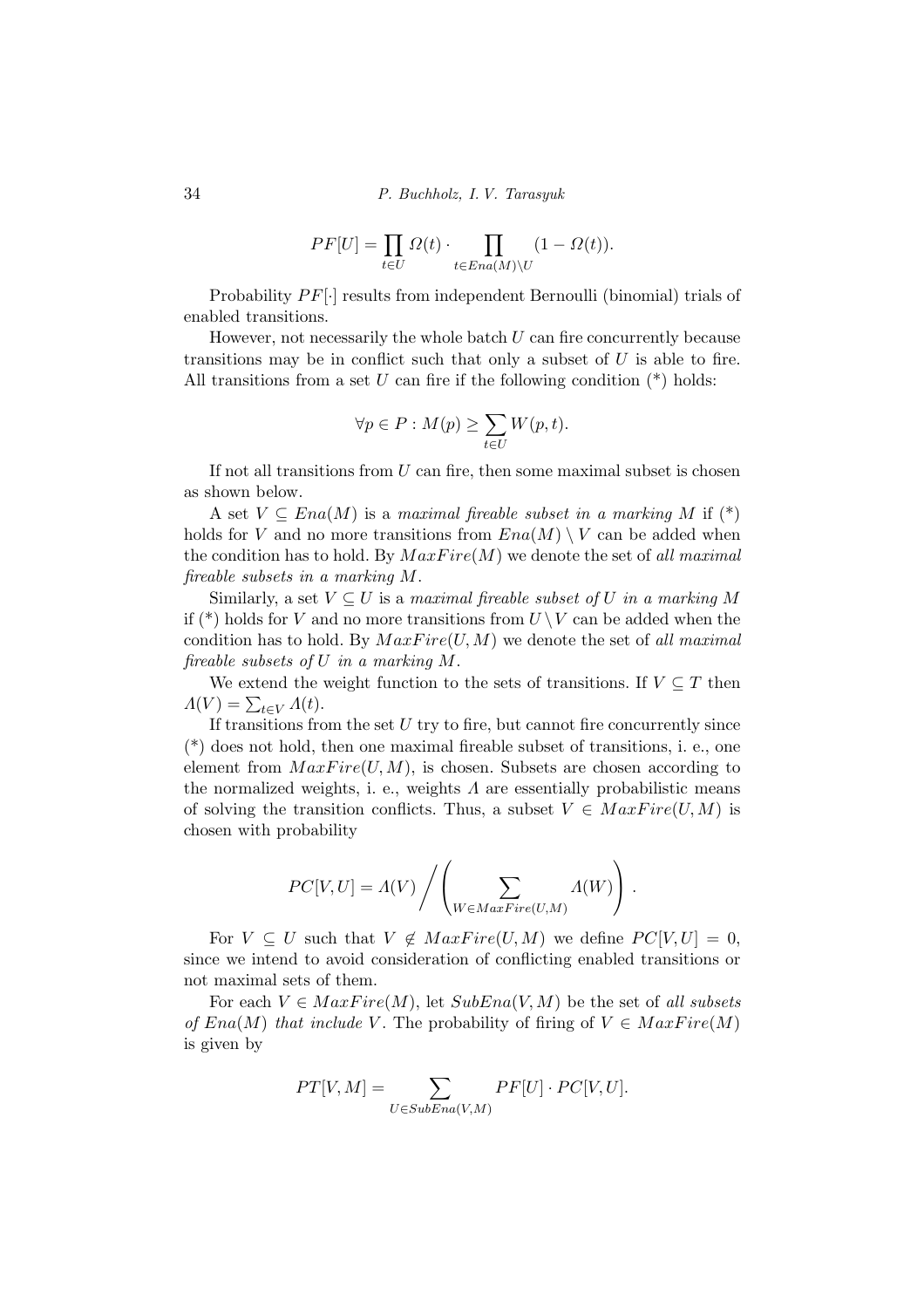$$PF[U] = \prod_{t \in U} \Omega(t) \cdot \prod_{t \in Ena(M) \setminus U} (1 - \Omega(t)).$$

Probability $PF[\cdot]$ results from independent Bernoulli (binomial) trials of enabled transitions.

However, not necessarily the whole batch $U$ can fire concurrently because transitions may be in conflict such that only a subset of $U$ is able to fire. All transitions from a set $U$ can fire if the following condition (*) holds:

$$\forall p \in P : M(p) \geq \sum_{t \in U} W(p, t).$$

If not all transitions from $U$ can fire, then some maximal subset is chosen as shown below.

A set $V \subseteq Ena(M)$ is a *maximal fireable subset in a marking* $M$ if (*) holds for $V$ and no more transitions from $Ena(M) \setminus V$ can be added when the condition has to hold. By $MaxFire(M)$ we denote the set of *all maximal fireable subsets in a marking* $M$.

Similarly, a set $V \subseteq U$ is a *maximal fireable subset of* $U$ *in a marking* $M$ if (*) holds for $V$ and no more transitions from $U \setminus V$ can be added when the condition has to hold. By $MaxFire(U, M)$ we denote the set of *all maximal fireable subsets of* $U$ *in a marking* $M$.

We extend the weight function to the sets of transitions. If $V \subseteq T$ then $\Lambda(V) = \sum_{t \in V} \Lambda(t)$.

If transitions from the set $U$ try to fire, but cannot fire concurrently since (*) does not hold, then one maximal fireable subset of transitions, i. e., one element from $MaxFire(U, M)$, is chosen. Subsets are chosen according to the normalized weights, i. e., weights $\Lambda$ are essentially probabilistic means of solving the transition conflicts. Thus, a subset $V \in MaxFire(U, M)$ is chosen with probability

$$PC[V, U] = \Lambda(V) \Bigg/ \left( \sum_{W \in MaxFire(U,M)} \Lambda(W) \right).$$

For $V \subseteq U$ such that $V \notin MaxFire(U, M)$ we define $PC[V, U] = 0$, since we intend to avoid consideration of conflicting enabled transitions or not maximal sets of them.

For each $V \in MaxFire(M)$, let $SubEna(V, M)$ be the set of *all subsets of* $Ena(M)$ *that include* $V$. The probability of firing of $V \in MaxFire(M)$ is given by

$$PT[V, M] = \sum_{U \in SubEna(V,M)} PF[U] \cdot PC[V, U].$$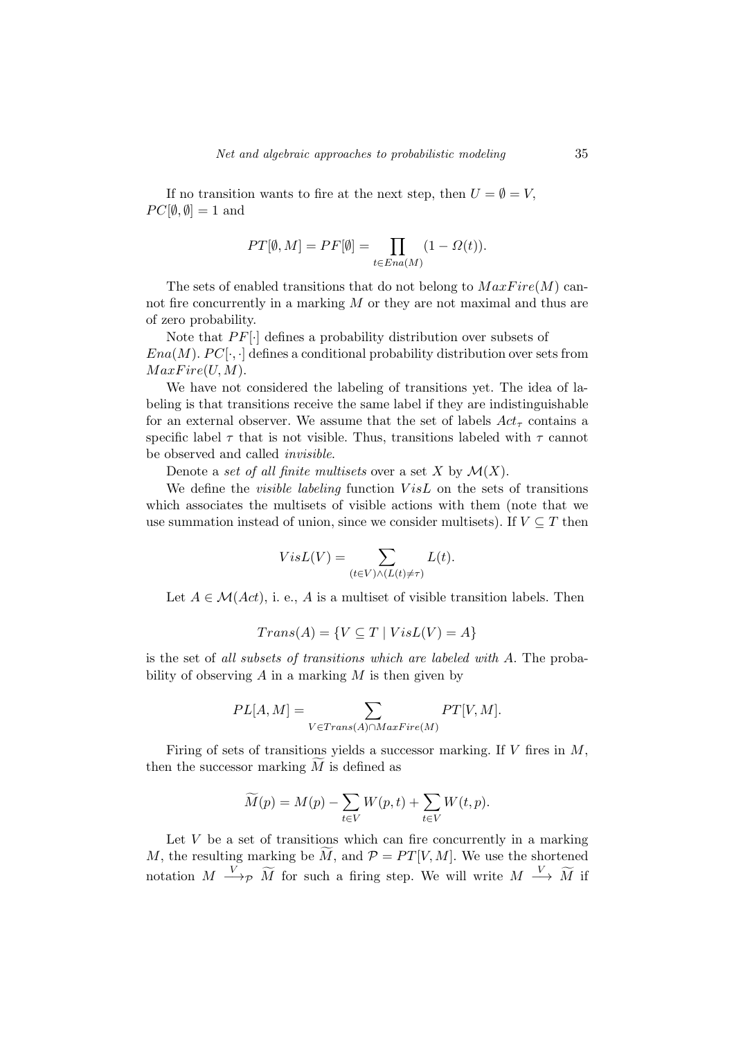If no transition wants to fire at the next step, then $U = \emptyset = V$, $PC[\emptyset, \emptyset] = 1$ and

$$PT[\emptyset, M] = PF[\emptyset] = \prod_{t \in Ena(M)} (1 - \Omega(t)).$$

The sets of enabled transitions that do not belong to $MaxFire(M)$ cannot fire concurrently in a marking $M$ or they are not maximal and thus are of zero probability.

Note that $PF[\cdot]$ defines a probability distribution over subsets of $Ena(M)$. $PC[\cdot,\cdot]$ defines a conditional probability distribution over sets from $MaxFire(U, M)$.

We have not considered the labeling of transitions yet. The idea of labeling is that transitions receive the same label if they are indistinguishable for an external observer. We assume that the set of labels $Act_\tau$ contains a specific label $\tau$ that is not visible. Thus, transitions labeled with $\tau$ cannot be observed and called *invisible*.

Denote a *set of all finite multisets* over a set $X$ by $\mathcal{M}(X)$.

We define the *visible labeling* function $VisL$ on the sets of transitions which associates the multisets of visible actions with them (note that we use summation instead of union, since we consider multisets). If $V \subseteq T$ then

$$VisL(V) = \sum_{(t \in V) \wedge (L(t) \neq \tau)} L(t).$$

Let $A \in \mathcal{M}(Act)$, i. e., $A$ is a multiset of visible transition labels. Then

$$Trans(A) = \{V \subseteq T \mid VisL(V) = A\}$$

is the set of *all subsets of transitions which are labeled with* $A$. The probability of observing $A$ in a marking $M$ is then given by

$$PL[A, M] = \sum_{V \in Trans(A) \cap MaxFire(M)} PT[V, M].$$

Firing of sets of transitions yields a successor marking. If $V$ fires in $M$, then the successor marking $\widetilde{M}$ is defined as

$$\widetilde{M}(p) = M(p) - \sum_{t \in V} W(p, t) + \sum_{t \in V} W(t, p).$$

Let $V$ be a set of transitions which can fire concurrently in a marking $M$, the resulting marking be $\widetilde{M}$, and $\mathcal{P} = PT[V, M]$. We use the shortened notation $M \xrightarrow{V}_{\mathcal{P}} \widetilde{M}$ for such a firing step. We will write $M \xrightarrow{V} \widetilde{M}$ if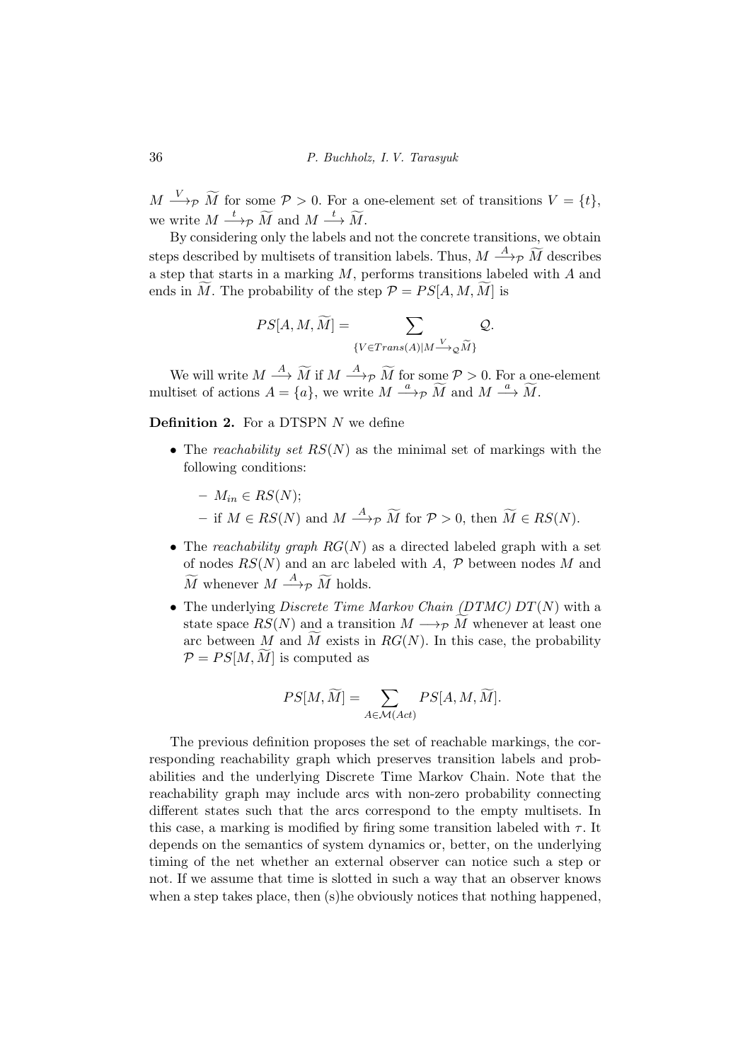$M \xrightarrow{V}_{\mathcal{P}} \widetilde{M}$ for some $\mathcal{P} > 0$. For a one-element set of transitions $V = \{t\}$, we write $M \xrightarrow{t}_{\mathcal{P}} \widetilde{M}$ and $M \xrightarrow{t} \widetilde{M}$.

By considering only the labels and not the concrete transitions, we obtain steps described by multisets of transition labels. Thus, $M \xrightarrow{A}_{\mathcal{P}} \widetilde{M}$ describes a step that starts in a marking $M$, performs transitions labeled with $A$ and ends in $\widetilde{M}$. The probability of the step $\mathcal{P} = PS[A, M, \widetilde{M}]$ is

$$PS[A, M, \widetilde{M}] = \sum_{\{V \in Trans(A) | M \xrightarrow{V}_{\mathcal{Q}} \widetilde{M}\}} \mathcal{Q}.$$

We will write $M \xrightarrow{A} \widetilde{M}$ if $M \xrightarrow{A}_{\mathcal{P}} \widetilde{M}$ for some $\mathcal{P} > 0$. For a one-element multiset of actions $A = \{a\}$, we write $M \xrightarrow{a}_{\mathcal{P}} \widetilde{M}$ and $M \xrightarrow{a} \widetilde{M}$.

**Definition 2.** For a DTSPN $N$ we define

- The *reachability set* $RS(N)$ as the minimal set of markings with the following conditions:
  - $M_{in} \in RS(N)$;
  - if $M \in RS(N)$ and $M \xrightarrow{A}_{\mathcal{P}} \widetilde{M}$ for $\mathcal{P} > 0$, then $\widetilde{M} \in RS(N)$.
- The *reachability graph* $RG(N)$ as a directed labeled graph with a set of nodes $RS(N)$ and an arc labeled with $A$, $\mathcal{P}$ between nodes $M$ and $\widetilde{M}$ whenever $M \xrightarrow{A}_{\mathcal{P}} \widetilde{M}$ holds.
- The underlying *Discrete Time Markov Chain (DTMC)* $DT(N)$ with a state space $RS(N)$ and a transition $M \longrightarrow_{\mathcal{P}} \widetilde{M}$ whenever at least one arc between $M$ and $\widetilde{M}$ exists in $RG(N)$. In this case, the probability $\mathcal{P} = PS[M, \widetilde{M}]$ is computed as

$$PS[M, \widetilde{M}] = \sum_{A \in \mathcal{M}(Act)} PS[A, M, \widetilde{M}].$$

The previous definition proposes the set of reachable markings, the corresponding reachability graph which preserves transition labels and probabilities and the underlying Discrete Time Markov Chain. Note that the reachability graph may include arcs with non-zero probability connecting different states such that the arcs correspond to the empty multisets. In this case, a marking is modified by firing some transition labeled with $\tau$. It depends on the semantics of system dynamics or, better, on the underlying timing of the net whether an external observer can notice such a step or not. If we assume that time is slotted in such a way that an observer knows when a step takes place, then (s)he obviously notices that nothing happened,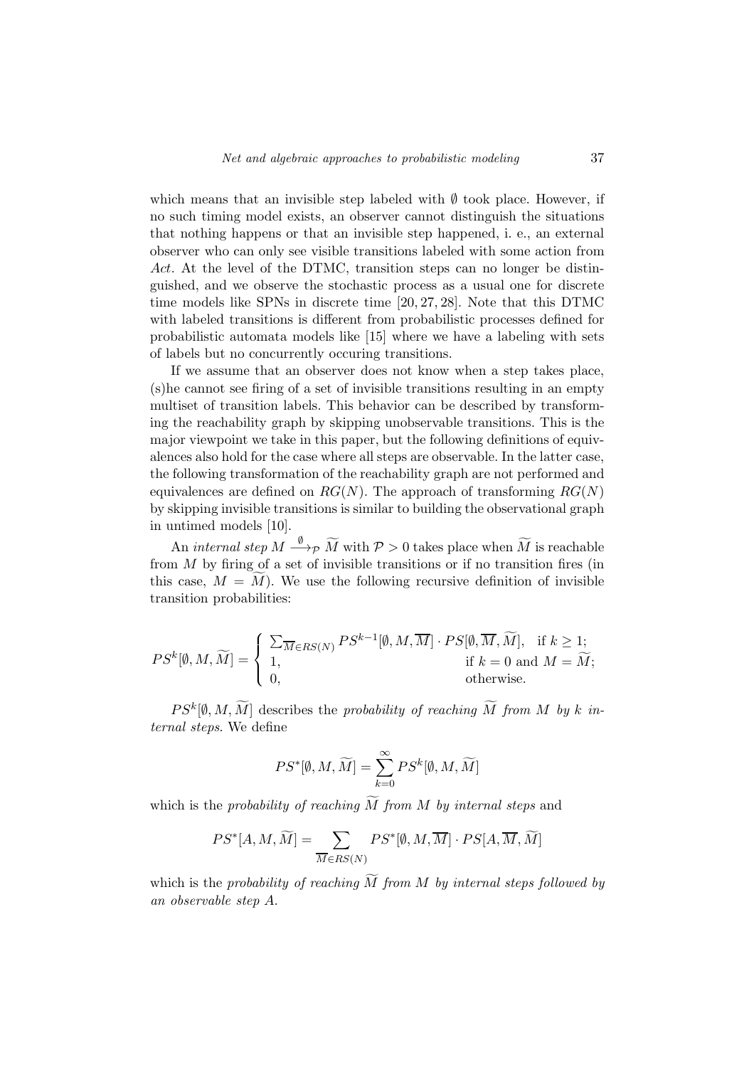which means that an invisible step labeled with $\emptyset$ took place. However, if no such timing model exists, an observer cannot distinguish the situations that nothing happens or that an invisible step happened, i. e., an external observer who can only see visible transitions labeled with some action from $Act$. At the level of the DTMC, transition steps can no longer be distinguished, and we observe the stochastic process as a usual one for discrete time models like SPNs in discrete time [20, 27, 28]. Note that this DTMC with labeled transitions is different from probabilistic processes defined for probabilistic automata models like [15] where we have a labeling with sets of labels but no concurrently occuring transitions.

If we assume that an observer does not know when a step takes place, (s)he cannot see firing of a set of invisible transitions resulting in an empty multiset of transition labels. This behavior can be described by transforming the reachability graph by skipping unobservable transitions. This is the major viewpoint we take in this paper, but the following definitions of equivalences also hold for the case where all steps are observable. In the latter case, the following transformation of the reachability graph are not performed and equivalences are defined on $RG(N)$. The approach of transforming $RG(N)$ by skipping invisible transitions is similar to building the observational graph in untimed models [10].

An *internal step* $M \xrightarrow{\emptyset}_{\mathcal{P}} \widetilde{M}$ with $\mathcal{P} > 0$ takes place when $\widetilde{M}$ is reachable from $M$ by firing of a set of invisible transitions or if no transition fires (in this case, $M = \widetilde{M}$). We use the following recursive definition of invisible transition probabilities:

$$PS^k[\emptyset, M, \widetilde{M}] = \begin{cases} \sum_{\overline{M} \in RS(N)} PS^{k-1}[\emptyset, M, \overline{M}] \cdot PS[\emptyset, \overline{M}, \widetilde{M}], & \text{if } k \geq 1; \\ 1, & \text{if } k = 0 \text{ and } M = \widetilde{M}; \\ 0, & \text{otherwise.} \end{cases}$$

$PS^k[\emptyset, M, \widetilde{M}]$ describes the *probability of reaching $\widetilde{M}$ from $M$ by $k$ internal steps*. We define

$$PS^*[\emptyset, M, \widetilde{M}] = \sum_{k=0}^{\infty} PS^k[\emptyset, M, \widetilde{M}]$$

which is the *probability of reaching $\widetilde{M}$ from $M$ by internal steps* and

$$PS^*[A, M, \widetilde{M}] = \sum_{\overline{M} \in RS(N)} PS^*[\emptyset, M, \overline{M}] \cdot PS[A, \overline{M}, \widetilde{M}]$$

which is the *probability of reaching $\widetilde{M}$ from $M$ by internal steps followed by an observable step $A$*.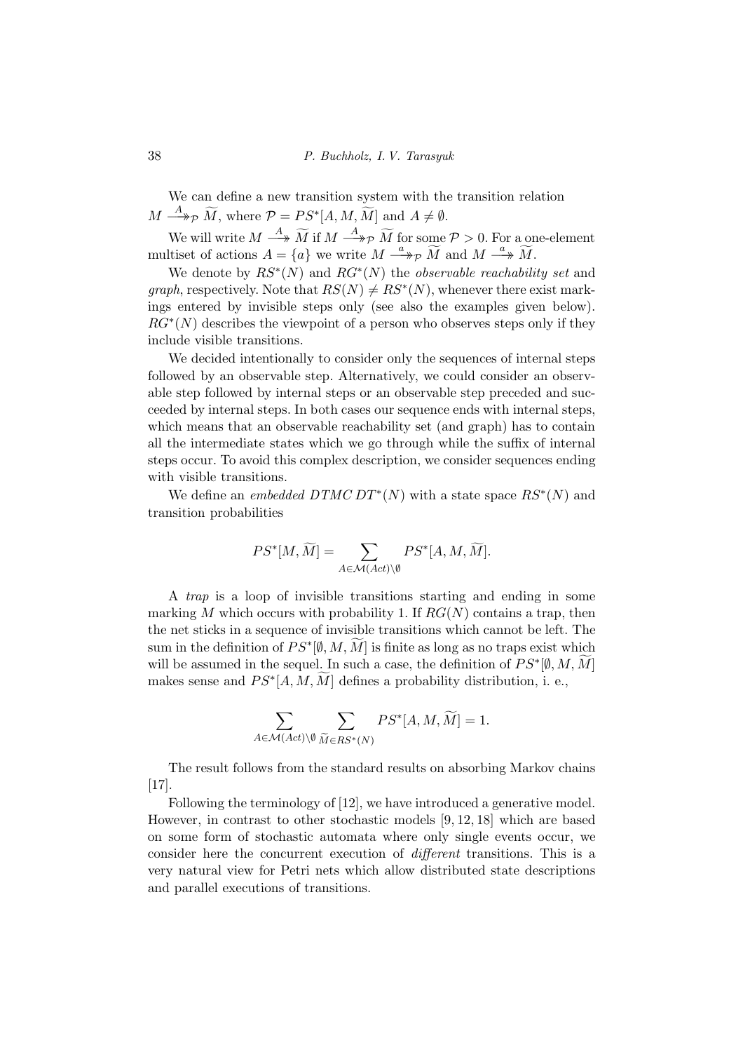We can define a new transition system with the transition relation $M \xrightarrow{A}\!\!\!\!\rightarrow_{\mathcal{P}} \widetilde{M}$, where $\mathcal{P} = PS^*[A, M, \widetilde{M}]$ and $A \neq \emptyset$.

We will write $M \xrightarrow{A}\!\!\!\!\rightarrow \widetilde{M}$ if $M \xrightarrow{A}\!\!\!\!\rightarrow_{\mathcal{P}} \widetilde{M}$ for some $\mathcal{P} > 0$. For a one-element multiset of actions $A = \{a\}$ we write $M \xrightarrow{a}\!\!\!\!\rightarrow_{\mathcal{P}} \widetilde{M}$ and $M \xrightarrow{a}\!\!\!\!\rightarrow \widetilde{M}$.

We denote by $RS^*(N)$ and $RG^*(N)$ the *observable reachability set* and *graph*, respectively. Note that $RS(N) \neq RS^*(N)$, whenever there exist markings entered by invisible steps only (see also the examples given below). $RG^*(N)$ describes the viewpoint of a person who observes steps only if they include visible transitions.

We decided intentionally to consider only the sequences of internal steps followed by an observable step. Alternatively, we could consider an observable step followed by internal steps or an observable step preceded and succeeded by internal steps. In both cases our sequence ends with internal steps, which means that an observable reachability set (and graph) has to contain all the intermediate states which we go through while the suffix of internal steps occur. To avoid this complex description, we consider sequences ending with visible transitions.

We define an *embedded DTMC* $DT^*(N)$ with a state space $RS^*(N)$ and transition probabilities

$$PS^*[M, \widetilde{M}] = \sum_{A \in \mathcal{M}(Act) \setminus \emptyset} PS^*[A, M, \widetilde{M}].$$

A *trap* is a loop of invisible transitions starting and ending in some marking $M$ which occurs with probability 1. If $RG(N)$ contains a trap, then the net sticks in a sequence of invisible transitions which cannot be left. The sum in the definition of $PS^*[\emptyset, M, \widetilde{M}]$ is finite as long as no traps exist which will be assumed in the sequel. In such a case, the definition of $PS^*[\emptyset, M, \widetilde{M}]$ makes sense and $PS^*[A, M, \widetilde{M}]$ defines a probability distribution, i. e.,

$$\sum_{A \in \mathcal{M}(Act) \setminus \emptyset} \sum_{\widetilde{M} \in RS^*(N)} PS^*[A, M, \widetilde{M}] = 1.$$

The result follows from the standard results on absorbing Markov chains [17].

Following the terminology of [12], we have introduced a generative model. However, in contrast to other stochastic models [9, 12, 18] which are based on some form of stochastic automata where only single events occur, we consider here the concurrent execution of *different* transitions. This is a very natural view for Petri nets which allow distributed state descriptions and parallel executions of transitions.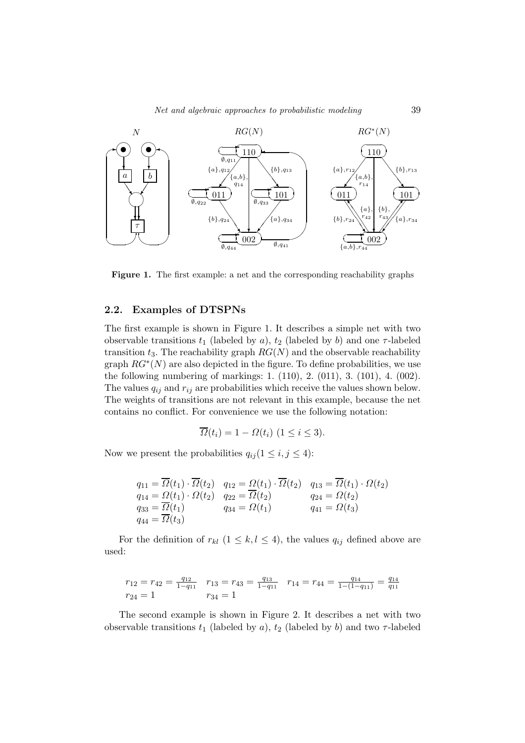**Figure 1.** The first example: a net and the corresponding reachability graphs

### 2.2. Examples of DTSPNs

The first example is shown in Figure 1. It describes a simple net with two observable transitions $t_1$ (labeled by $a$), $t_2$ (labeled by $b$) and one $\tau$-labeled transition $t_3$. The reachability graph $RG(N)$ and the observable reachability graph $RG^*(N)$ are also depicted in the figure. To define probabilities, we use the following numbering of markings: 1. (110), 2. (011), 3. (101), 4. (002). The values $q_{ij}$ and $r_{ij}$ are probabilities which receive the values shown below. The weights of transitions are not relevant in this example, because the net contains no conflict. For convenience we use the following notation:

$$\overline{\Omega}(t_i) = 1 - \Omega(t_i) \ (1 \leq i \leq 3).$$

Now we present the probabilities $q_{ij} (1 \leq i, j \leq 4)$:

$$\begin{array}{lll}
q_{11} = \overline{\Omega}(t_1) \cdot \overline{\Omega}(t_2) & q_{12} = \Omega(t_1) \cdot \overline{\Omega}(t_2) & q_{13} = \overline{\Omega}(t_1) \cdot \Omega(t_2) \\
q_{14} = \Omega(t_1) \cdot \Omega(t_2) & q_{22} = \overline{\Omega}(t_2) & q_{24} = \Omega(t_2) \\
q_{33} = \overline{\Omega}(t_1) & q_{34} = \Omega(t_1) & q_{41} = \Omega(t_3) \\
q_{44} = \overline{\Omega}(t_3) & &
\end{array}$$

For the definition of $r_{kl}$ $(1 \leq k, l \leq 4)$, the values $q_{ij}$ defined above are used:

$$\begin{array}{lll}
r_{12} = r_{42} = \frac{q_{12}}{1-q_{11}} & r_{13} = r_{43} = \frac{q_{13}}{1-q_{11}} & r_{14} = r_{44} = \frac{q_{14}}{1-(1-q_{11})} = \frac{q_{14}}{q_{11}} \\
r_{24} = 1 & r_{34} = 1 &
\end{array}$$

The second example is shown in Figure 2. It describes a net with two observable transitions $t_1$ (labeled by $a$), $t_2$ (labeled by $b$) and two $\tau$-labeled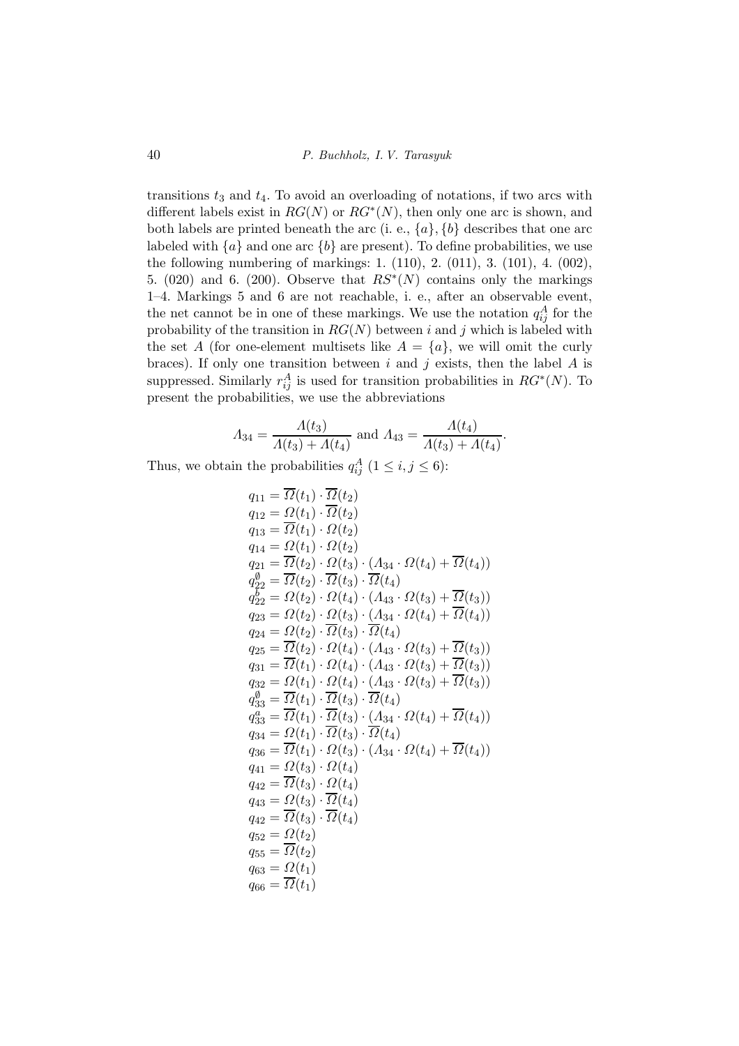transitions $t_3$ and $t_4$. To avoid an overloading of notations, if two arcs with different labels exist in $RG(N)$ or $RG^*(N)$, then only one arc is shown, and both labels are printed beneath the arc (i. e., $\{a\}, \{b\}$ describes that one arc labeled with $\{a\}$ and one arc $\{b\}$ are present). To define probabilities, we use the following numbering of markings: 1. (110), 2. (011), 3. (101), 4. (002), 5. (020) and 6. (200). Observe that $RS^*(N)$ contains only the markings 1–4. Markings 5 and 6 are not reachable, i. e., after an observable event, the net cannot be in one of these markings. We use the notation $q_{ij}^A$ for the probability of the transition in $RG(N)$ between $i$ and $j$ which is labeled with the set $A$ (for one-element multisets like $A = \{a\}$, we will omit the curly braces). If only one transition between $i$ and $j$ exists, then the label $A$ is suppressed. Similarly $r_{ij}^A$ is used for transition probabilities in $RG^*(N)$. To present the probabilities, we use the abbreviations

$$\Lambda_{34} = \frac{\Lambda(t_3)}{\Lambda(t_3) + \Lambda(t_4)} \text{ and } \Lambda_{43} = \frac{\Lambda(t_4)}{\Lambda(t_3) + \Lambda(t_4)}.$$

Thus, we obtain the probabilities $q_{ij}^A$ ($1 \le i, j \le 6$):

$$
\begin{aligned}
q_{11} &= \overline{\Omega}(t_1) \cdot \overline{\Omega}(t_2) \\
q_{12} &= \Omega(t_1) \cdot \overline{\Omega}(t_2) \\
q_{13} &= \overline{\Omega}(t_1) \cdot \Omega(t_2) \\
q_{14} &= \Omega(t_1) \cdot \Omega(t_2) \\
q_{21} &= \overline{\Omega}(t_2) \cdot \Omega(t_3) \cdot (\Lambda_{34} \cdot \Omega(t_4) + \overline{\Omega}(t_4)) \\
q_{22}^{\emptyset} &= \overline{\Omega}(t_2) \cdot \overline{\Omega}(t_3) \cdot \overline{\Omega}(t_4) \\
q_{22}^{b} &= \Omega(t_2) \cdot \Omega(t_4) \cdot (\Lambda_{43} \cdot \Omega(t_3) + \overline{\Omega}(t_3)) \\
q_{23} &= \Omega(t_2) \cdot \Omega(t_3) \cdot (\Lambda_{34} \cdot \Omega(t_4) + \overline{\Omega}(t_4)) \\
q_{24} &= \Omega(t_2) \cdot \overline{\Omega}(t_3) \cdot \overline{\Omega}(t_4) \\
q_{25} &= \overline{\Omega}(t_2) \cdot \Omega(t_4) \cdot (\Lambda_{43} \cdot \Omega(t_3) + \overline{\Omega}(t_3)) \\
q_{31} &= \overline{\Omega}(t_1) \cdot \Omega(t_4) \cdot (\Lambda_{43} \cdot \Omega(t_3) + \overline{\Omega}(t_3)) \\
q_{32} &= \Omega(t_1) \cdot \Omega(t_4) \cdot (\Lambda_{43} \cdot \Omega(t_3) + \overline{\Omega}(t_3)) \\
q_{33}^{\emptyset} &= \overline{\Omega}(t_1) \cdot \overline{\Omega}(t_3) \cdot \overline{\Omega}(t_4) \\
q_{33}^{a} &= \overline{\Omega}(t_1) \cdot \overline{\Omega}(t_3) \cdot (\Lambda_{34} \cdot \Omega(t_4) + \overline{\Omega}(t_4)) \\
q_{34} &= \Omega(t_1) \cdot \overline{\Omega}(t_3) \cdot \overline{\Omega}(t_4) \\
q_{36} &= \overline{\Omega}(t_1) \cdot \Omega(t_3) \cdot (\Lambda_{34} \cdot \Omega(t_4) + \overline{\Omega}(t_4)) \\
q_{41} &= \Omega(t_3) \cdot \Omega(t_4) \\
q_{42} &= \overline{\Omega}(t_3) \cdot \Omega(t_4) \\
q_{43} &= \Omega(t_3) \cdot \overline{\Omega}(t_4) \\
q_{42} &= \overline{\Omega}(t_3) \cdot \overline{\Omega}(t_4) \\
q_{52} &= \Omega(t_2) \\
q_{55} &= \overline{\Omega}(t_2) \\
q_{63} &= \Omega(t_1) \\
q_{66} &= \overline{\Omega}(t_1)
\end{aligned}
$$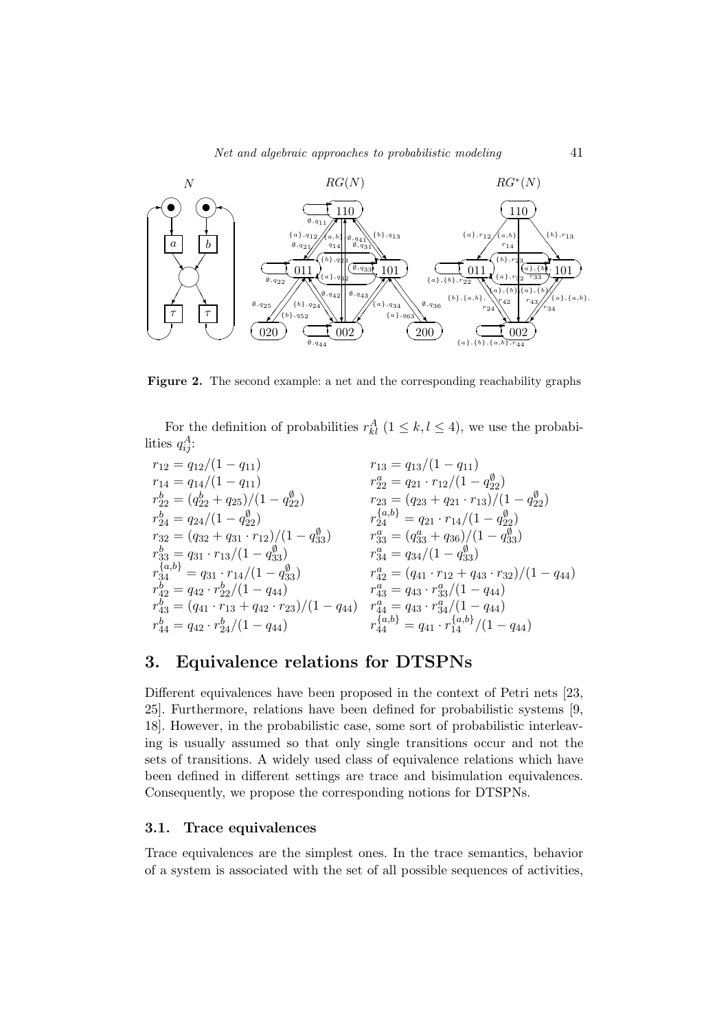**Figure 2.** The second example: a net and the corresponding reachability graphs

For the definition of probabilities $r_{kl}^{A}$ $(1 \le k, l \le 4)$, we use the probabilities $q_{ij}^{A}$:

$$
\begin{array}{ll}
r_{12} = q_{12}/(1 - q_{11}) & r_{13} = q_{13}/(1 - q_{11}) \\
r_{14} = q_{14}/(1 - q_{11}) & r_{22}^{a} = q_{21} \cdot r_{12}/(1 - q_{22}^{\emptyset}) \\
r_{22}^{b} = (q_{22}^{b} + q_{25})/(1 - q_{22}^{\emptyset}) & r_{23} = (q_{23} + q_{21} \cdot r_{13})/(1 - q_{22}^{\emptyset}) \\
r_{24}^{b} = q_{24}/(1 - q_{22}^{\emptyset}) & r_{24}^{\{a,b\}} = q_{21} \cdot r_{14}/(1 - q_{22}^{\emptyset}) \\
r_{32} = (q_{32} + q_{31} \cdot r_{12})/(1 - q_{33}^{\emptyset}) & r_{33}^{a} = (q_{33}^{a} + q_{36})/(1 - q_{33}^{\emptyset}) \\
r_{33}^{b} = q_{31} \cdot r_{13}/(1 - q_{33}^{\emptyset}) & r_{34}^{a} = q_{34}/(1 - q_{33}^{\emptyset}) \\
r_{34}^{\{a,b\}} = q_{31} \cdot r_{14}/(1 - q_{33}^{\emptyset}) & r_{42}^{a} = (q_{41} \cdot r_{12} + q_{43} \cdot r_{32})/(1 - q_{44}) \\
r_{42}^{b} = q_{42} \cdot r_{22}^{b}/(1 - q_{44}) & r_{43}^{a} = q_{43} \cdot r_{33}^{a}/(1 - q_{44}) \\
r_{43}^{b} = (q_{41} \cdot r_{13} + q_{42} \cdot r_{23})/(1 - q_{44}) & r_{44}^{a} = q_{43} \cdot r_{34}^{a}/(1 - q_{44}) \\
r_{44}^{b} = q_{42} \cdot r_{24}^{b}/(1 - q_{44}) & r_{44}^{\{a,b\}} = q_{41} \cdot r_{14}^{\{a,b\}}/(1 - q_{44})
\end{array}
$$

# 3. Equivalence relations for DTSPNs

Different equivalences have been proposed in the context of Petri nets [23, 25]. Furthermore, relations have been defined for probabilistic systems [9, 18]. However, in the probabilistic case, some sort of probabilistic interleaving is usually assumed so that only single transitions occur and not the sets of transitions. A widely used class of equivalence relations which have been defined in different settings are trace and bisimulation equivalences. Consequently, we propose the corresponding notions for DTSPNs.

## 3.1. Trace equivalences

Trace equivalences are the simplest ones. In the trace semantics, behavior of a system is associated with the set of all possible sequences of activities,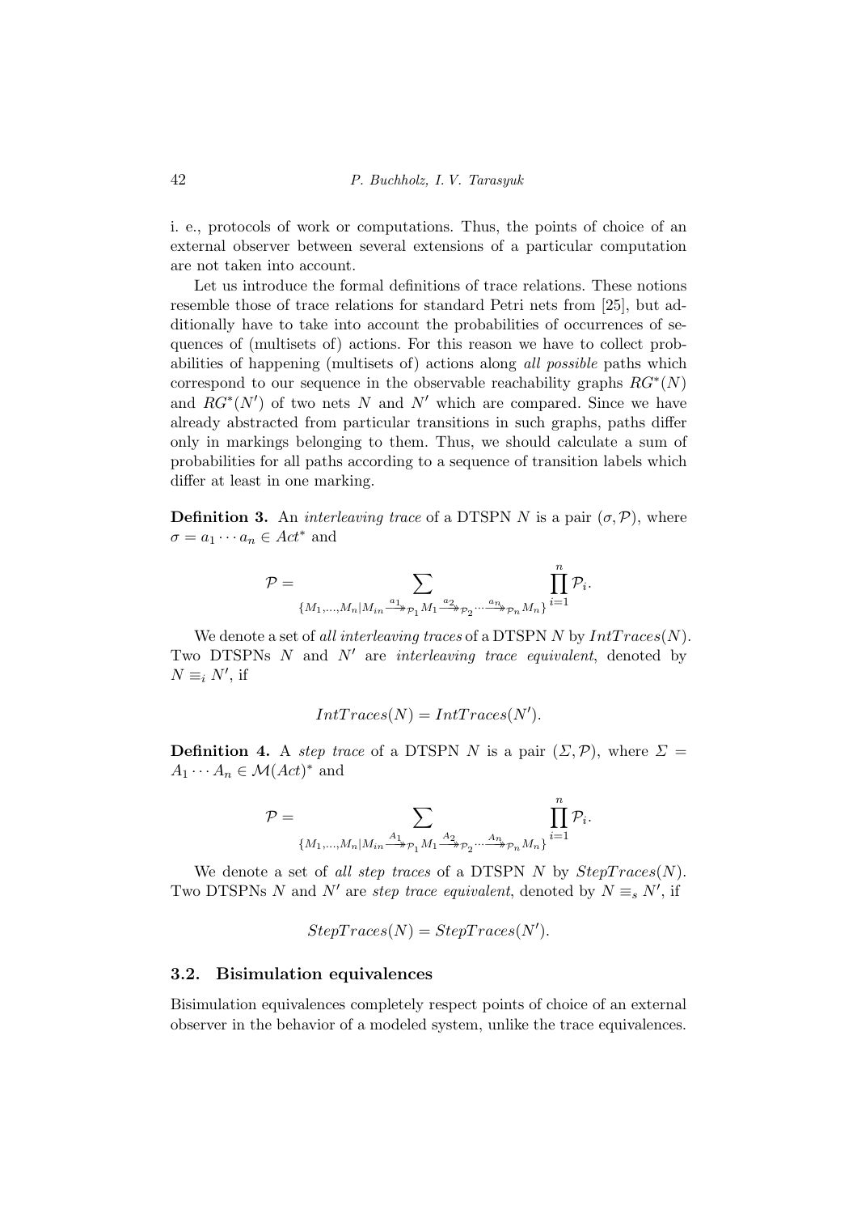i. e., protocols of work or computations. Thus, the points of choice of an external observer between several extensions of a particular computation are not taken into account.

Let us introduce the formal definitions of trace relations. These notions resemble those of trace relations for standard Petri nets from [25], but additionally have to take into account the probabilities of occurrences of sequences of (multisets of) actions. For this reason we have to collect probabilities of happening (multisets of) actions along *all possible* paths which correspond to our sequence in the observable reachability graphs $RG^*(N)$ and $RG^*(N')$ of two nets $N$ and $N'$ which are compared. Since we have already abstracted from particular transitions in such graphs, paths differ only in markings belonging to them. Thus, we should calculate a sum of probabilities for all paths according to a sequence of transition labels which differ at least in one marking.

**Definition 3.** An *interleaving trace* of a DTSPN $N$ is a pair $(\sigma, \mathcal{P})$, where $\sigma = a_1 \cdots a_n \in Act^*$ and

$$\mathcal{P} = \sum_{\{M_1,\dots,M_n | M_{in} \xrightarrow{a_1}\!\!\!\rightarrow_{\mathcal{P}_1} M_1 \xrightarrow{a_2}\!\!\!\rightarrow_{\mathcal{P}_2} \cdots \xrightarrow{a_n}\!\!\!\rightarrow_{\mathcal{P}_n} M_n\}} \prod_{i=1}^{n} \mathcal{P}_i.$$

We denote a set of *all interleaving traces* of a DTSPN $N$ by $IntTraces(N)$. Two DTSPNs $N$ and $N'$ are *interleaving trace equivalent*, denoted by $N \equiv_i N'$, if

$$IntTraces(N) = IntTraces(N').$$

**Definition 4.** A *step trace* of a DTSPN $N$ is a pair $(\Sigma, \mathcal{P})$, where $\Sigma = A_1 \cdots A_n \in \mathcal{M}(Act)^*$ and

$$\mathcal{P} = \sum_{\{M_1,\dots,M_n | M_{in} \xrightarrow{A_1}\!\!\!\rightarrow_{\mathcal{P}_1} M_1 \xrightarrow{A_2}\!\!\!\rightarrow_{\mathcal{P}_2} \cdots \xrightarrow{A_n}\!\!\!\rightarrow_{\mathcal{P}_n} M_n\}} \prod_{i=1}^{n} \mathcal{P}_i.$$

We denote a set of *all step traces* of a DTSPN $N$ by $StepTraces(N)$. Two DTSPNs $N$ and $N'$ are *step trace equivalent*, denoted by $N \equiv_s N'$, if

$$StepTraces(N) = StepTraces(N').$$

### 3.2. Bisimulation equivalences

Bisimulation equivalences completely respect points of choice of an external observer in the behavior of a modeled system, unlike the trace equivalences.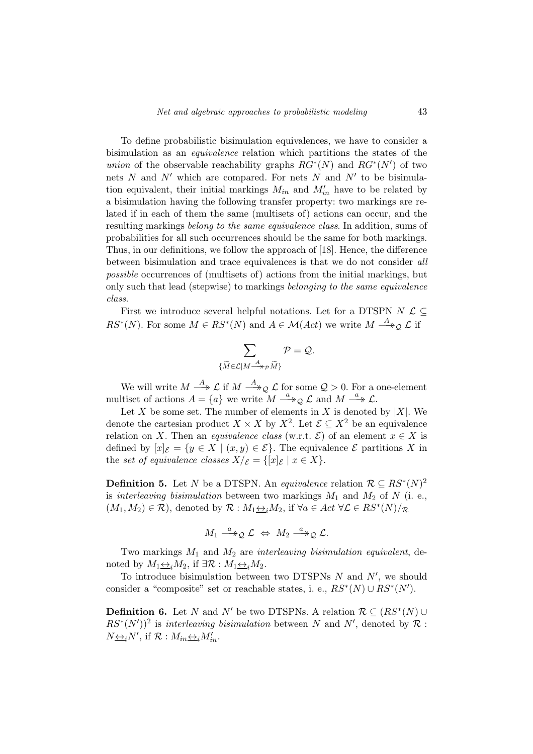To define probabilistic bisimulation equivalences, we have to consider a bisimulation as an *equivalence* relation which partitions the states of the *union* of the observable reachability graphs $RG^*(N)$ and $RG^*(N')$ of two nets $N$ and $N'$ which are compared. For nets $N$ and $N'$ to be bisimulation equivalent, their initial markings $M_{in}$ and $M'_{in}$ have to be related by a bisimulation having the following transfer property: two markings are related if in each of them the same (multisets of) actions can occur, and the resulting markings *belong to the same equivalence class*. In addition, sums of probabilities for all such occurrences should be the same for both markings. Thus, in our definitions, we follow the approach of [18]. Hence, the difference between bisimulation and trace equivalences is that we do not consider *all possible* occurrences of (multisets of) actions from the initial markings, but only such that lead (stepwise) to markings *belonging to the same equivalence class*.

First we introduce several helpful notations. Let for a DTSPN $N$ $\mathcal{L} \subseteq RS^*(N)$. For some $M \in RS^*(N)$ and $A \in \mathcal{M}(Act)$ we write $M \xrightarrow{A}\!\!\!\!\rightarrow_{\mathcal{Q}} \mathcal{L}$ if

$$\sum_{\{\widetilde{M} \in \mathcal{L} \mid M \xrightarrow{A}\!\!\!\!\rightarrow_{\mathcal{P}} \widetilde{M}\}} \mathcal{P} = \mathcal{Q}.$$

We will write $M \xrightarrow{A}\!\!\!\!\rightarrow \mathcal{L}$ if $M \xrightarrow{A}\!\!\!\!\rightarrow_{\mathcal{Q}} \mathcal{L}$ for some $\mathcal{Q} > 0$. For a one-element multiset of actions $A = \{a\}$ we write $M \xrightarrow{a}\!\!\!\!\rightarrow_{\mathcal{Q}} \mathcal{L}$ and $M \xrightarrow{a}\!\!\!\!\rightarrow \mathcal{L}$.

Let $X$ be some set. The number of elements in $X$ is denoted by $|X|$. We denote the cartesian product $X \times X$ by $X^2$. Let $\mathcal{E} \subseteq X^2$ be an equivalence relation on $X$. Then an *equivalence class* (w.r.t. $\mathcal{E}$) of an element $x \in X$ is defined by $[x]_{\mathcal{E}} = \{y \in X \mid (x, y) \in \mathcal{E}\}$. The equivalence $\mathcal{E}$ partitions $X$ in the *set of equivalence classes* $X/_{\mathcal{E}} = \{[x]_{\mathcal{E}} \mid x \in X\}$.

**Definition 5.** Let $N$ be a DTSPN. An *equivalence* relation $\mathcal{R} \subseteq RS^*(N)^2$ is *interleaving bisimulation* between two markings $M_1$ and $M_2$ of $N$ (i. e., $(M_1, M_2) \in \mathcal{R}$), denoted by $\mathcal{R} : M_1 \underline{\leftrightarrow}_i M_2$, if $\forall a \in Act\ \forall \mathcal{L} \in RS^*(N)/_{\mathcal{R}}$

$$M_1 \xrightarrow{a}\!\!\!\!\rightarrow_{\mathcal{Q}} \mathcal{L} \ \Leftrightarrow\ M_2 \xrightarrow{a}\!\!\!\!\rightarrow_{\mathcal{Q}} \mathcal{L}.$$

Two markings $M_1$ and $M_2$ are *interleaving bisimulation equivalent*, denoted by $M_1 \underline{\leftrightarrow}_i M_2$, if $\exists \mathcal{R} : M_1 \underline{\leftrightarrow}_i M_2$.

To introduce bisimulation between two DTSPNs $N$ and $N'$, we should consider a "composite" set or reachable states, i. e., $RS^*(N) \cup RS^*(N')$.

**Definition 6.** Let $N$ and $N'$ be two DTSPNs. A relation $\mathcal{R} \subseteq (RS^*(N) \cup RS^*(N'))^2$ is *interleaving bisimulation* between $N$ and $N'$, denoted by $\mathcal{R} : N \underline{\leftrightarrow}_i N'$, if $\mathcal{R} : M_{in} \underline{\leftrightarrow}_i M'_{in}$.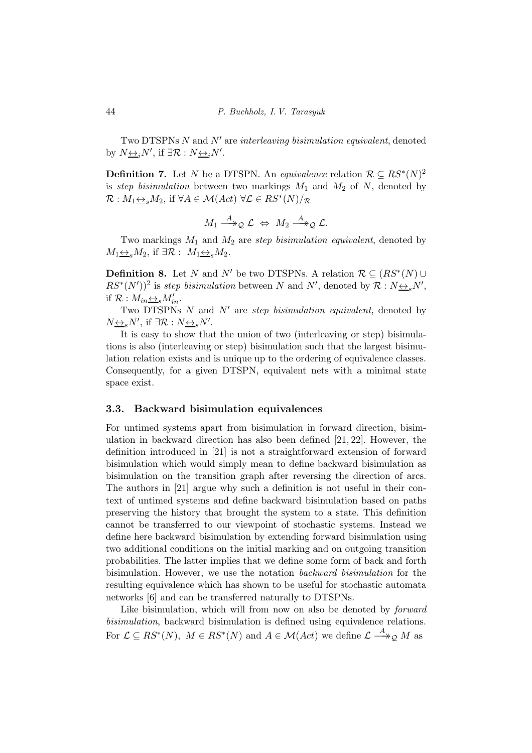Two DTSPNs $N$ and $N'$ are *interleaving bisimulation equivalent*, denoted by $N \underline{\leftrightarrow}_i N'$, if $\exists \mathcal{R} : N \underline{\leftrightarrow}_i N'$.

**Definition 7.** Let $N$ be a DTSPN. An *equivalence* relation $\mathcal{R} \subseteq RS^*(N)^2$ is *step bisimulation* between two markings $M_1$ and $M_2$ of $N$, denoted by $\mathcal{R} : M_1 \underline{\leftrightarrow}_s M_2$, if $\forall A \in \mathcal{M}(Act)\ \forall \mathcal{L} \in RS^*(N)/_{\mathcal{R}}$

$$M_1 \xrightarrow{A}\!\!\!\rightarrow_{\mathcal{Q}} \mathcal{L} \ \Leftrightarrow \ M_2 \xrightarrow{A}\!\!\!\rightarrow_{\mathcal{Q}} \mathcal{L}.$$

Two markings $M_1$ and $M_2$ are *step bisimulation equivalent*, denoted by $M_1 \underline{\leftrightarrow}_s M_2$, if $\exists \mathcal{R} :\ M_1 \underline{\leftrightarrow}_s M_2$.

**Definition 8.** Let $N$ and $N'$ be two DTSPNs. A relation $\mathcal{R} \subseteq (RS^*(N) \cup RS^*(N'))^2$ is *step bisimulation* between $N$ and $N'$, denoted by $\mathcal{R} : N \underline{\leftrightarrow}_s N'$, if $\mathcal{R} : M_{in} \underline{\leftrightarrow}_s M'_{in}$.

Two DTSPNs $N$ and $N'$ are *step bisimulation equivalent*, denoted by $N \underline{\leftrightarrow}_s N'$, if $\exists \mathcal{R} : N \underline{\leftrightarrow}_s N'$.

It is easy to show that the union of two (interleaving or step) bisimulations is also (interleaving or step) bisimulation such that the largest bisimulation relation exists and is unique up to the ordering of equivalence classes. Consequently, for a given DTSPN, equivalent nets with a minimal state space exist.

### 3.3. Backward bisimulation equivalences

For untimed systems apart from bisimulation in forward direction, bisimulation in backward direction has also been defined [21, 22]. However, the definition introduced in [21] is not a straightforward extension of forward bisimulation which would simply mean to define backward bisimulation as bisimulation on the transition graph after reversing the direction of arcs. The authors in [21] argue why such a definition is not useful in their context of untimed systems and define backward bisimulation based on paths preserving the history that brought the system to a state. This definition cannot be transferred to our viewpoint of stochastic systems. Instead we define here backward bisimulation by extending forward bisimulation using two additional conditions on the initial marking and on outgoing transition probabilities. The latter implies that we define some form of back and forth bisimulation. However, we use the notation *backward bisimulation* for the resulting equivalence which has shown to be useful for stochastic automata networks [6] and can be transferred naturally to DTSPNs.

Like bisimulation, which will from now on also be denoted by *forward bisimulation*, backward bisimulation is defined using equivalence relations. For $\mathcal{L} \subseteq RS^*(N),\ M \in RS^*(N)$ and $A \in \mathcal{M}(Act)$ we define $\mathcal{L} \xrightarrow{A}\!\!\!\rightarrow_{\mathcal{Q}} M$ as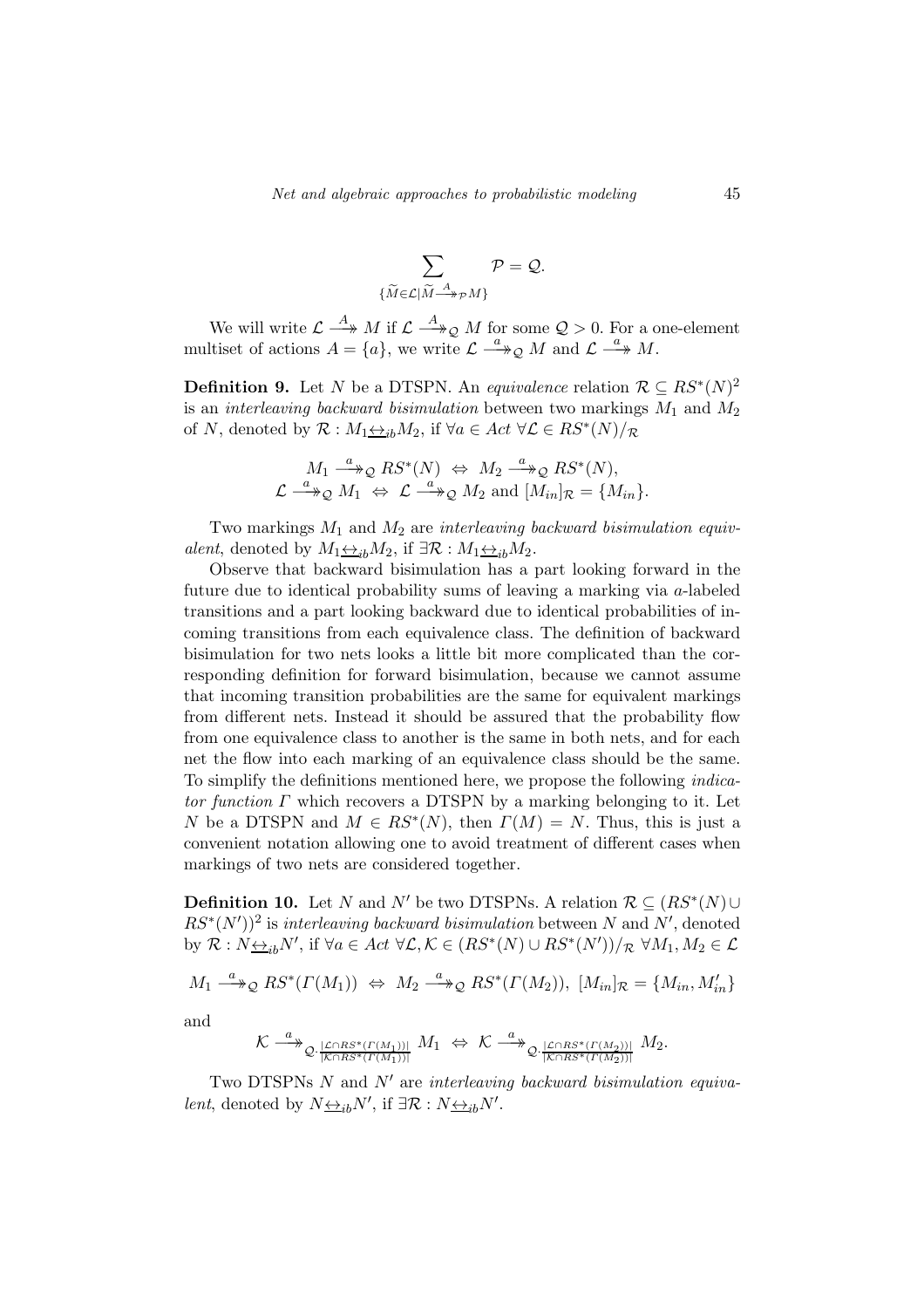$$\sum_{\{\widetilde{M}\in\mathcal{L}|\widetilde{M}\xrightarrow{A}\!\!\!\!\rightarrow_{\mathcal{P}} M\}} \mathcal{P} = \mathcal{Q}.$$

We will write $\mathcal{L} \xrightarrow{A}\!\!\!\!\rightarrow M$ if $\mathcal{L} \xrightarrow{A}\!\!\!\!\rightarrow_{\mathcal{Q}} M$ for some $\mathcal{Q} > 0$. For a one-element multiset of actions $A = \{a\}$, we write $\mathcal{L} \xrightarrow{a}\!\!\!\!\rightarrow_{\mathcal{Q}} M$ and $\mathcal{L} \xrightarrow{a}\!\!\!\!\rightarrow M$.

**Definition 9.** Let $N$ be a DTSPN. An *equivalence* relation $\mathcal{R} \subseteq RS^*(N)^2$ is an *interleaving backward bisimulation* between two markings $M_1$ and $M_2$ of $N$, denoted by $\mathcal{R} : M_1 \underline{\leftrightarrow}_{ib} M_2$, if $\forall a \in Act\ \forall \mathcal{L} \in RS^*(N)/_{\mathcal{R}}$

$$M_1 \xrightarrow{a}\!\!\!\!\rightarrow_{\mathcal{Q}} RS^*(N) \ \Leftrightarrow\ M_2 \xrightarrow{a}\!\!\!\!\rightarrow_{\mathcal{Q}} RS^*(N),$$
$$\mathcal{L} \xrightarrow{a}\!\!\!\!\rightarrow_{\mathcal{Q}} M_1 \ \Leftrightarrow\ \mathcal{L} \xrightarrow{a}\!\!\!\!\rightarrow_{\mathcal{Q}} M_2 \text{ and } [M_{in}]_{\mathcal{R}} = \{M_{in}\}.$$

Two markings $M_1$ and $M_2$ are *interleaving backward bisimulation equivalent*, denoted by $M_1 \underline{\leftrightarrow}_{ib} M_2$, if $\exists \mathcal{R} : M_1 \underline{\leftrightarrow}_{ib} M_2$.

Observe that backward bisimulation has a part looking forward in the future due to identical probability sums of leaving a marking via $a$-labeled transitions and a part looking backward due to identical probabilities of incoming transitions from each equivalence class. The definition of backward bisimulation for two nets looks a little bit more complicated than the corresponding definition for forward bisimulation, because we cannot assume that incoming transition probabilities are the same for equivalent markings from different nets. Instead it should be assured that the probability flow from one equivalence class to another is the same in both nets, and for each net the flow into each marking of an equivalence class should be the same. To simplify the definitions mentioned here, we propose the following *indicator function* $\Gamma$ which recovers a DTSPN by a marking belonging to it. Let $N$ be a DTSPN and $M \in RS^*(N)$, then $\Gamma(M) = N$. Thus, this is just a convenient notation allowing one to avoid treatment of different cases when markings of two nets are considered together.

**Definition 10.** Let $N$ and $N'$ be two DTSPNs. A relation $\mathcal{R} \subseteq (RS^*(N) \cup RS^*(N'))^2$ is *interleaving backward bisimulation* between $N$ and $N'$, denoted by $\mathcal{R} : N \underline{\leftrightarrow}_{ib} N'$, if $\forall a \in Act\ \forall \mathcal{L}, \mathcal{K} \in (RS^*(N) \cup RS^*(N'))/_{\mathcal{R}}\ \forall M_1, M_2 \in \mathcal{L}$

$$M_1 \xrightarrow{a}\!\!\!\!\rightarrow_{\mathcal{Q}} RS^*(\Gamma(M_1)) \ \Leftrightarrow\ M_2 \xrightarrow{a}\!\!\!\!\rightarrow_{\mathcal{Q}} RS^*(\Gamma(M_2)),\ [M_{in}]_{\mathcal{R}} = \{M_{in}, M'_{in}\}$$

and

$$\mathcal{K} \xrightarrow{a}\!\!\!\!\rightarrow_{\mathcal{Q}\cdot\frac{|\mathcal{L}\cap RS^*(\Gamma(M_1))|}{|\mathcal{K}\cap RS^*(\Gamma(M_1))|}} M_1 \ \Leftrightarrow\ \mathcal{K} \xrightarrow{a}\!\!\!\!\rightarrow_{\mathcal{Q}\cdot\frac{|\mathcal{L}\cap RS^*(\Gamma(M_2))|}{|\mathcal{K}\cap RS^*(\Gamma(M_2))|}} M_2.$$

Two DTSPNs $N$ and $N'$ are *interleaving backward bisimulation equivalent*, denoted by $N \underline{\leftrightarrow}_{ib} N'$, if $\exists \mathcal{R} : N \underline{\leftrightarrow}_{ib} N'$.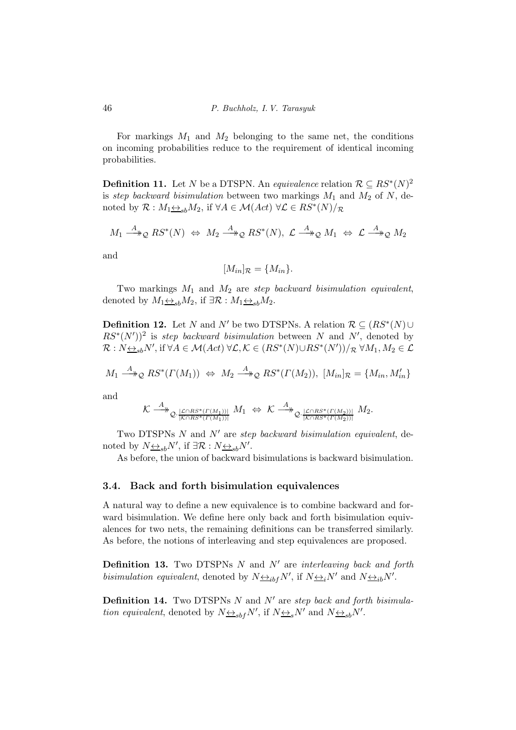For markings $M_1$ and $M_2$ belonging to the same net, the conditions on incoming probabilities reduce to the requirement of identical incoming probabilities.

**Definition 11.** Let $N$ be a DTSPN. An *equivalence* relation $\mathcal{R} \subseteq RS^*(N)^2$ is *step backward bisimulation* between two markings $M_1$ and $M_2$ of $N$, denoted by $\mathcal{R} : M_1 \underline{\leftrightarrow}_{sb} M_2$, if $\forall A \in \mathcal{M}(Act)\ \forall \mathcal{L} \in RS^*(N)/_{\mathcal{R}}$

$$M_1 \xrightarrow{A}\!\!\!\!\rightarrow_{\mathcal{Q}} RS^*(N) \;\Leftrightarrow\; M_2 \xrightarrow{A}\!\!\!\!\rightarrow_{\mathcal{Q}} RS^*(N),\;\; \mathcal{L} \xrightarrow{A}\!\!\!\!\rightarrow_{\mathcal{Q}} M_1 \;\Leftrightarrow\; \mathcal{L} \xrightarrow{A}\!\!\!\!\rightarrow_{\mathcal{Q}} M_2$$

and

$$[M_{in}]_{\mathcal{R}} = \{M_{in}\}.$$

Two markings $M_1$ and $M_2$ are *step backward bisimulation equivalent*, denoted by $M_1 \underline{\leftrightarrow}_{sb} M_2$, if $\exists \mathcal{R} : M_1 \underline{\leftrightarrow}_{sb} M_2$.

**Definition 12.** Let $N$ and $N'$ be two DTSPNs. A relation $\mathcal{R} \subseteq (RS^*(N) \cup RS^*(N'))^2$ is *step backward bisimulation* between $N$ and $N'$, denoted by $\mathcal{R} : N \underline{\leftrightarrow}_{sb} N'$, if $\forall A \in \mathcal{M}(Act)\ \forall \mathcal{L}, \mathcal{K} \in (RS^*(N) \cup RS^*(N'))/_{\mathcal{R}}\ \forall M_1, M_2 \in \mathcal{L}$

$$M_1 \xrightarrow{A}\!\!\!\!\rightarrow_{\mathcal{Q}} RS^*(\Gamma(M_1)) \;\Leftrightarrow\; M_2 \xrightarrow{A}\!\!\!\!\rightarrow_{\mathcal{Q}} RS^*(\Gamma(M_2)),\;\; [M_{in}]_{\mathcal{R}} = \{M_{in}, M'_{in}\}$$

and

$$\mathcal{K} \xrightarrow{A}\!\!\!\!\rightarrow_{\mathcal{Q} \cdot \frac{|\mathcal{L} \cap RS^*(\Gamma(M_1))|}{|\mathcal{K} \cap RS^*(\Gamma(M_1))|}} M_1 \;\Leftrightarrow\; \mathcal{K} \xrightarrow{A}\!\!\!\!\rightarrow_{\mathcal{Q} \cdot \frac{|\mathcal{L} \cap RS^*(\Gamma(M_2))|}{|\mathcal{K} \cap RS^*(\Gamma(M_2))|}} M_2.$$

Two DTSPNs $N$ and $N'$ are *step backward bisimulation equivalent*, denoted by $N \underline{\leftrightarrow}_{sb} N'$, if $\exists \mathcal{R} : N \underline{\leftrightarrow}_{sb} N'$.

As before, the union of backward bisimulations is backward bisimulation.

### 3.4. Back and forth bisimulation equivalences

A natural way to define a new equivalence is to combine backward and forward bisimulation. We define here only back and forth bisimulation equivalences for two nets, the remaining definitions can be transferred similarly. As before, the notions of interleaving and step equivalences are proposed.

**Definition 13.** Two DTSPNs $N$ and $N'$ are *interleaving back and forth bisimulation equivalent*, denoted by $N \underline{\leftrightarrow}_{ibf} N'$, if $N \underline{\leftrightarrow}_{i} N'$ and $N \underline{\leftrightarrow}_{ib} N'$.

**Definition 14.** Two DTSPNs $N$ and $N'$ are *step back and forth bisimulation equivalent*, denoted by $N \underline{\leftrightarrow}_{sbf} N'$, if $N \underline{\leftrightarrow}_{s} N'$ and $N \underline{\leftrightarrow}_{sb} N'$.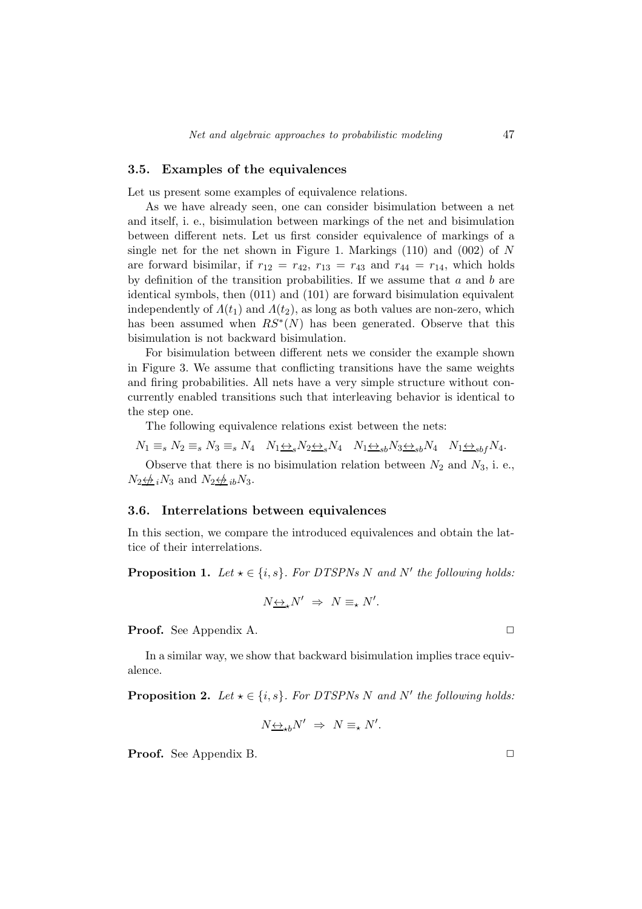### 3.5. Examples of the equivalences

Let us present some examples of equivalence relations.

As we have already seen, one can consider bisimulation between a net and itself, i. e., bisimulation between markings of the net and bisimulation between different nets. Let us first consider equivalence of markings of a single net for the net shown in Figure 1. Markings (110) and (002) of $N$ are forward bisimilar, if $r_{12} = r_{42}$, $r_{13} = r_{43}$ and $r_{44} = r_{14}$, which holds by definition of the transition probabilities. If we assume that $a$ and $b$ are identical symbols, then (011) and (101) are forward bisimulation equivalent independently of $\Lambda(t_1)$ and $\Lambda(t_2)$, as long as both values are non-zero, which has been assumed when $RS^*(N)$ has been generated. Observe that this bisimulation is not backward bisimulation.

For bisimulation between different nets we consider the example shown in Figure 3. We assume that conflicting transitions have the same weights and firing probabilities. All nets have a very simple structure without concurrently enabled transitions such that interleaving behavior is identical to the step one.

The following equivalence relations exist between the nets:

$N_1 \equiv_s N_2 \equiv_s N_3 \equiv_s N_4 \quad N_1 \underline{\leftrightarrow}_s N_2 \underline{\leftrightarrow}_s N_4 \quad N_1 \underline{\leftrightarrow}_{sb} N_3 \underline{\leftrightarrow}_{sb} N_4 \quad N_1 \underline{\leftrightarrow}_{sbf} N_4.$

Observe that there is no bisimulation relation between $N_2$ and $N_3$, i. e., $N_2 \not\underline{\leftrightarrow}_i N_3$ and $N_2 \not\underline{\leftrightarrow}_{ib} N_3$.

### 3.6. Interrelations between equivalences

In this section, we compare the introduced equivalences and obtain the lattice of their interrelations.

**Proposition 1.** *Let $\star \in \{i, s\}$. For DTSPNs $N$ and $N'$ the following holds:*

$$N \underline{\leftrightarrow}_\star N' \;\Rightarrow\; N \equiv_\star N'.$$

**Proof.** See Appendix A. □

In a similar way, we show that backward bisimulation implies trace equivalence.

**Proposition 2.** *Let $\star \in \{i, s\}$. For DTSPNs $N$ and $N'$ the following holds:*

$$N \underline{\leftrightarrow}_{\star b} N' \;\Rightarrow\; N \equiv_\star N'.$$

**Proof.** See Appendix B. □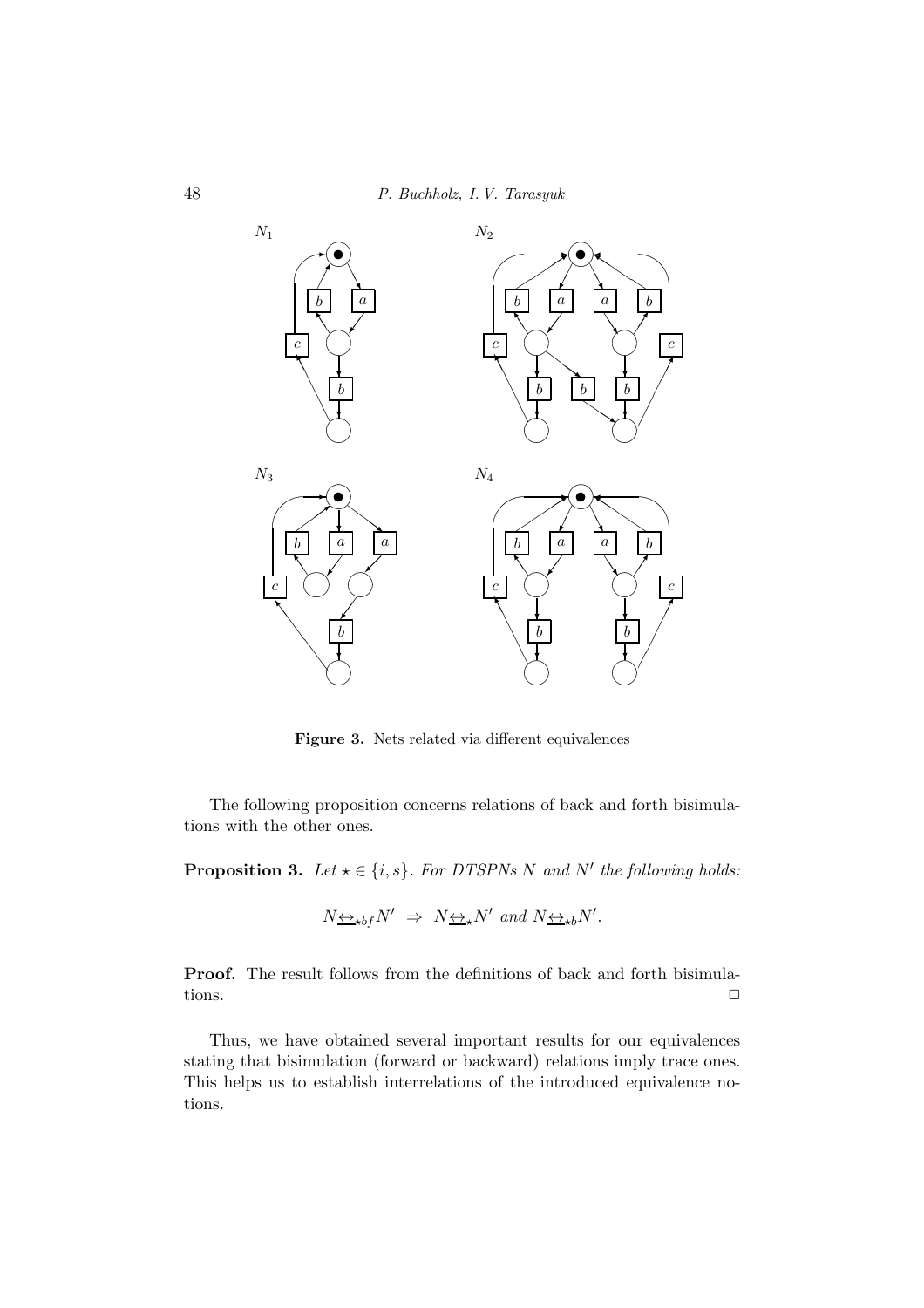**Figure 3.** Nets related via different equivalences

The following proposition concerns relations of back and forth bisimulations with the other ones.

**Proposition 3.** *Let $\star \in \{i, s\}$. For DTSPNs $N$ and $N'$ the following holds:*

$$N \underline{\leftrightarrow}_{\star bf} N' \;\Rightarrow\; N \underline{\leftrightarrow}_{\star} N' \text{ and } N \underline{\leftrightarrow}_{\star b} N'.$$

**Proof.** The result follows from the definitions of back and forth bisimulations. □

Thus, we have obtained several important results for our equivalences stating that bisimulation (forward or backward) relations imply trace ones. This helps us to establish interrelations of the introduced equivalence notions.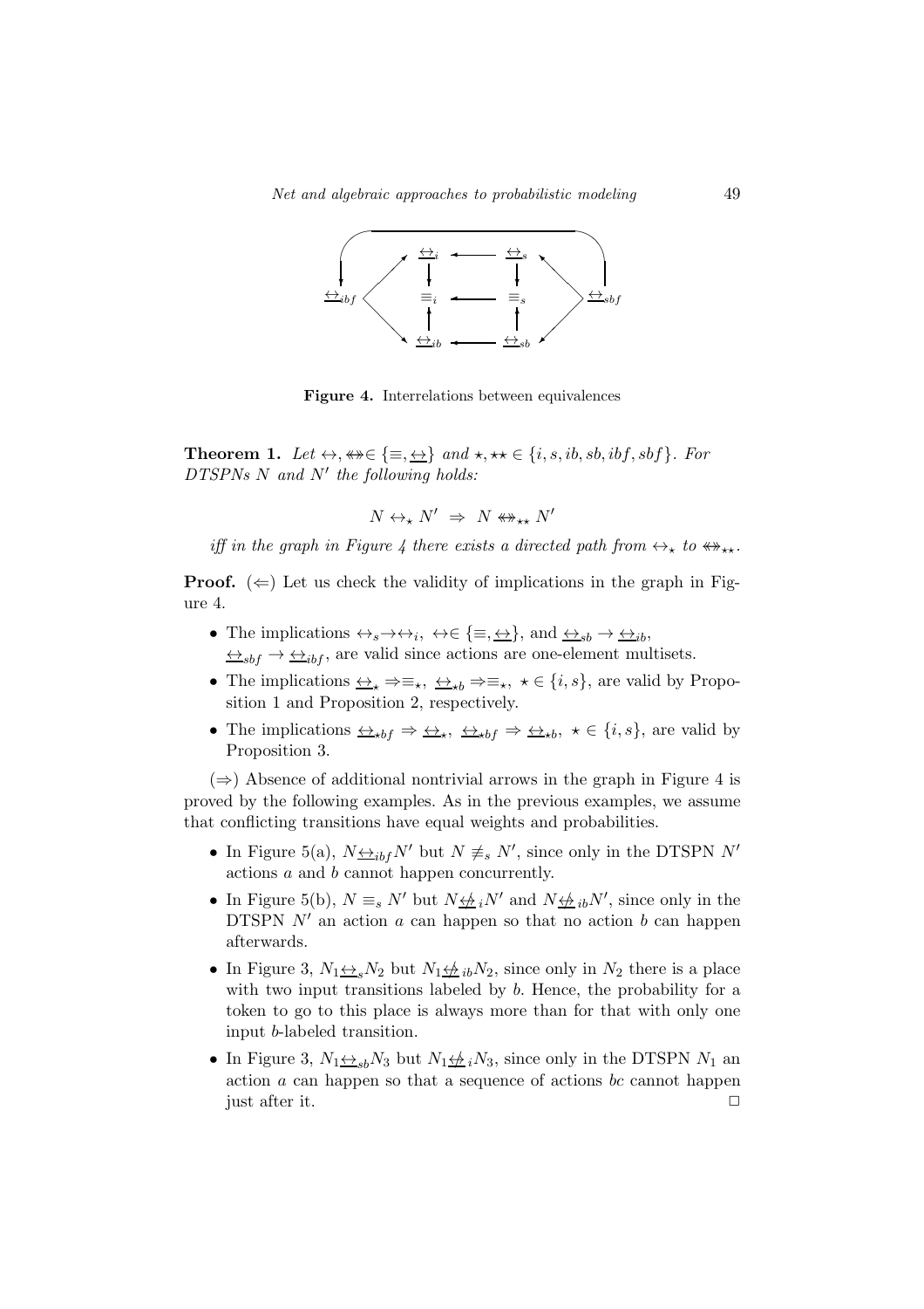**Figure 4.** Interrelations between equivalences

**Theorem 1.** *Let $\leftrightarrow, \leftrightarrow\!\!\!\!\leftrightarrow \in \{\equiv, \underline{\leftrightarrow}\}$ and $\star, \star\star \in \{i, s, ib, sb, ibf, sbf\}$. For DTSPNs $N$ and $N'$ the following holds:*

$$N \leftrightarrow_{\star} N' \;\Rightarrow\; N \leftrightarrow\!\!\!\!\leftrightarrow_{\star\star} N'$$

*iff in the graph in Figure 4 there exists a directed path from $\leftrightarrow_{\star}$ to $\leftrightarrow\!\!\!\!\leftrightarrow_{\star\star}$.*

**Proof.** ($\Leftarrow$) Let us check the validity of implications in the graph in Figure 4.

- The implications $\leftrightarrow_s \rightarrow \leftrightarrow_i$, $\leftrightarrow \in \{\equiv, \underline{\leftrightarrow}\}$, and $\underline{\leftrightarrow}_{sb} \rightarrow \underline{\leftrightarrow}_{ib}$, $\underline{\leftrightarrow}_{sbf} \rightarrow \underline{\leftrightarrow}_{ibf}$, are valid since actions are one-element multisets.
- The implications $\underline{\leftrightarrow}_{\star} \Rightarrow \equiv_{\star}$, $\underline{\leftrightarrow}_{\star b} \Rightarrow \equiv_{\star}$, $\star \in \{i, s\}$, are valid by Proposition 1 and Proposition 2, respectively.
- The implications $\underline{\leftrightarrow}_{\star bf} \Rightarrow \underline{\leftrightarrow}_{\star}$, $\underline{\leftrightarrow}_{\star bf} \Rightarrow \underline{\leftrightarrow}_{\star b}$, $\star \in \{i, s\}$, are valid by Proposition 3.

($\Rightarrow$) Absence of additional nontrivial arrows in the graph in Figure 4 is proved by the following examples. As in the previous examples, we assume that conflicting transitions have equal weights and probabilities.

- In Figure 5(a), $N \underline{\leftrightarrow}_{ibf} N'$ but $N \not\equiv_s N'$, since only in the DTSPN $N'$ actions $a$ and $b$ cannot happen concurrently.
- In Figure 5(b), $N \equiv_s N'$ but $N \underline{\not\leftrightarrow}_i N'$ and $N \underline{\not\leftrightarrow}_{ib} N'$, since only in the DTSPN $N'$ an action $a$ can happen so that no action $b$ can happen afterwards.
- In Figure 3, $N_1 \underline{\leftrightarrow}_s N_2$ but $N_1 \underline{\not\leftrightarrow}_{ib} N_2$, since only in $N_2$ there is a place with two input transitions labeled by $b$. Hence, the probability for a token to go to this place is always more than for that with only one input $b$-labeled transition.
- In Figure 3, $N_1 \underline{\leftrightarrow}_{sb} N_3$ but $N_1 \underline{\not\leftrightarrow}_i N_3$, since only in the DTSPN $N_1$ an action $a$ can happen so that a sequence of actions $bc$ cannot happen just after it. $\square$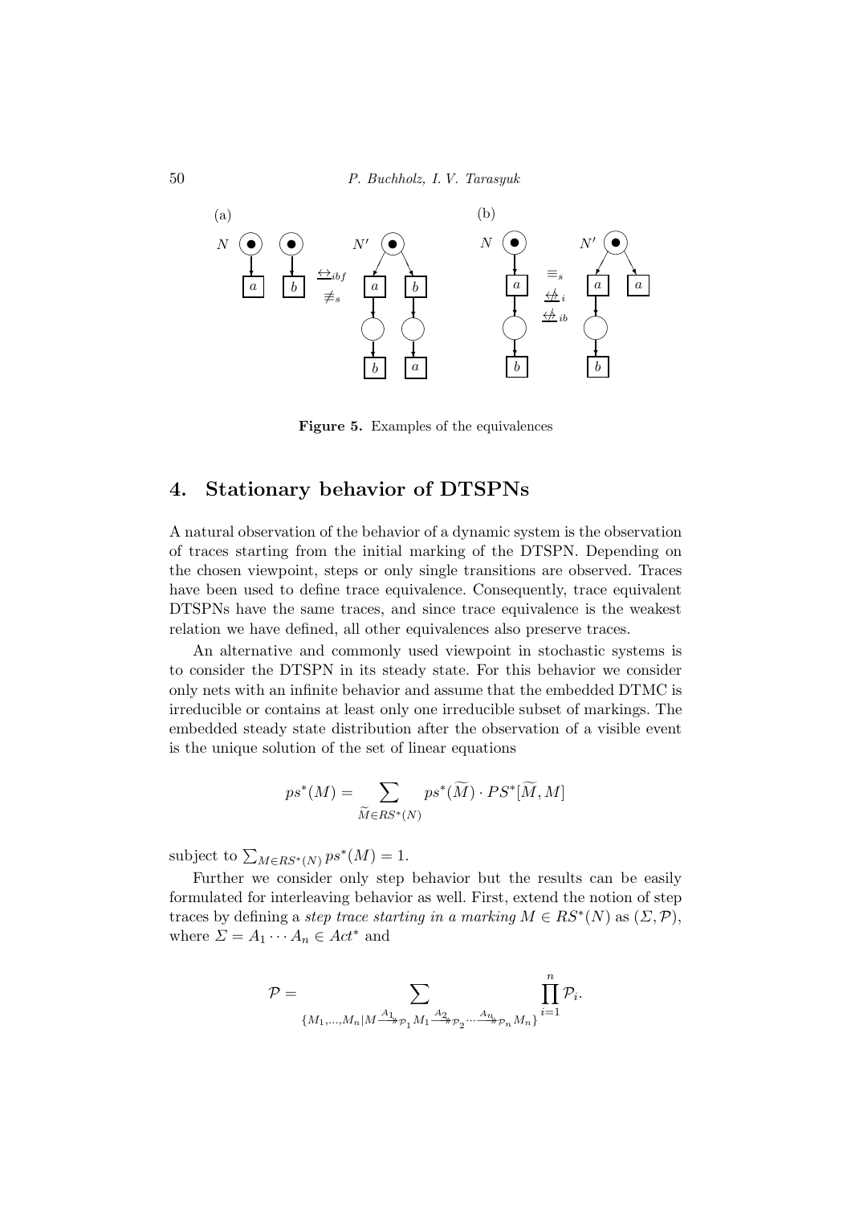**Figure 5.** Examples of the equivalences

## 4. Stationary behavior of DTSPNs

A natural observation of the behavior of a dynamic system is the observation of traces starting from the initial marking of the DTSPN. Depending on the chosen viewpoint, steps or only single transitions are observed. Traces have been used to define trace equivalence. Consequently, trace equivalent DTSPNs have the same traces, and since trace equivalence is the weakest relation we have defined, all other equivalences also preserve traces.

An alternative and commonly used viewpoint in stochastic systems is to consider the DTSPN in its steady state. For this behavior we consider only nets with an infinite behavior and assume that the embedded DTMC is irreducible or contains at least only one irreducible subset of markings. The embedded steady state distribution after the observation of a visible event is the unique solution of the set of linear equations

$$ps^*(M) = \sum_{\widetilde{M} \in RS^*(N)} ps^*(\widetilde{M}) \cdot PS^*[\widetilde{M}, M]$$

subject to $\sum_{M \in RS^*(N)} ps^*(M) = 1$.

Further we consider only step behavior but the results can be easily formulated for interleaving behavior as well. First, extend the notion of step traces by defining a *step trace starting in a marking* $M \in RS^*(N)$ as $(\Sigma, \mathcal{P})$, where $\Sigma = A_1 \cdots A_n \in Act^*$ and

$$\mathcal{P} = \sum_{\{M_1,\ldots,M_n | M \xrightarrow{A_1}\!\!\!\!\rightarrow_{\mathcal{P}_1} M_1 \xrightarrow{A_2}\!\!\!\!\rightarrow_{\mathcal{P}_2} \cdots \xrightarrow{A_n}\!\!\!\!\rightarrow_{\mathcal{P}_n} M_n\}} \prod_{i=1}^{n} \mathcal{P}_i.$$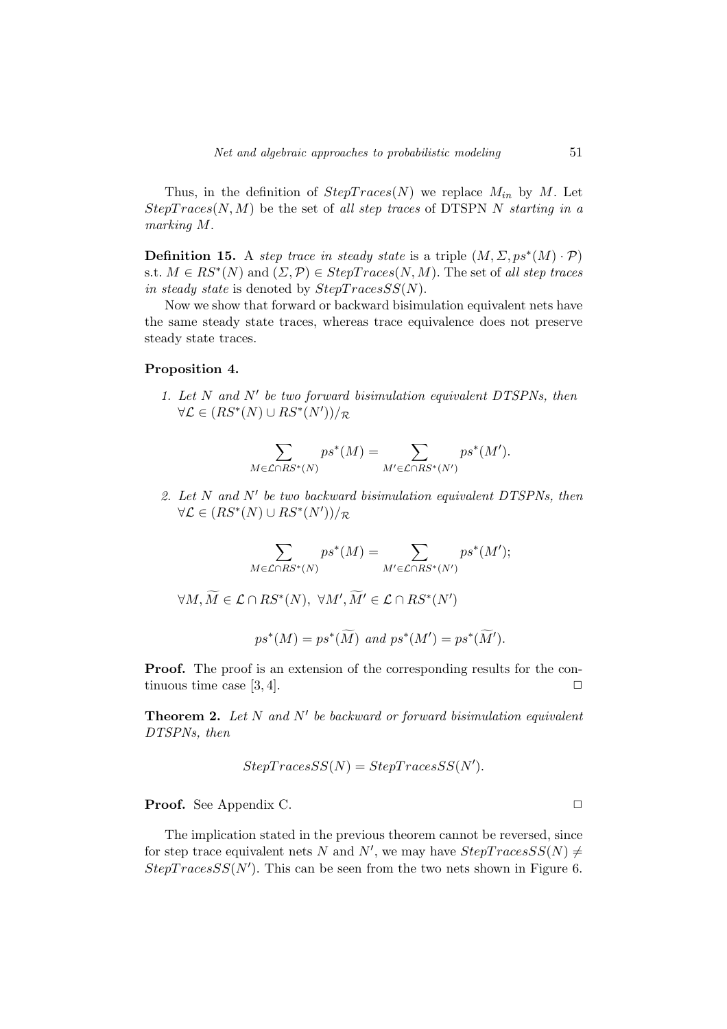Thus, in the definition of $StepTraces(N)$ we replace $M_{in}$ by $M$. Let $StepTraces(N, M)$ be the set of *all step traces* of DTSPN $N$ *starting in a marking* $M$.

**Definition 15.** A *step trace in steady state* is a triple $(M, \Sigma, ps^*(M) \cdot \mathcal{P})$ s.t. $M \in RS^*(N)$ and $(\Sigma, \mathcal{P}) \in StepTraces(N, M)$. The set of *all step traces in steady state* is denoted by $StepTracesSS(N)$.

Now we show that forward or backward bisimulation equivalent nets have the same steady state traces, whereas trace equivalence does not preserve steady state traces.

**Proposition 4.**

1. *Let $N$ and $N'$ be two forward bisimulation equivalent DTSPNs, then* $\forall \mathcal{L} \in (RS^*(N) \cup RS^*(N'))/_{\mathcal{R}}$

$$\sum_{M \in \mathcal{L} \cap RS^*(N)} ps^*(M) = \sum_{M' \in \mathcal{L} \cap RS^*(N')} ps^*(M').$$

2. *Let $N$ and $N'$ be two backward bisimulation equivalent DTSPNs, then* $\forall \mathcal{L} \in (RS^*(N) \cup RS^*(N'))/_{\mathcal{R}}$

$$\sum_{M \in \mathcal{L} \cap RS^*(N)} ps^*(M) = \sum_{M' \in \mathcal{L} \cap RS^*(N')} ps^*(M');$$

$\forall M, \widetilde{M} \in \mathcal{L} \cap RS^*(N),\ \forall M', \widetilde{M}' \in \mathcal{L} \cap RS^*(N')$

$$ps^*(M) = ps^*(\widetilde{M}) \text{ and } ps^*(M') = ps^*(\widetilde{M}').$$

**Proof.** The proof is an extension of the corresponding results for the continuous time case [3, 4]. $\square$

**Theorem 2.** *Let $N$ and $N'$ be backward or forward bisimulation equivalent DTSPNs, then*

$$StepTracesSS(N) = StepTracesSS(N').$$

**Proof.** See Appendix C. $\square$

The implication stated in the previous theorem cannot be reversed, since for step trace equivalent nets $N$ and $N'$, we may have $StepTracesSS(N) \neq StepTracesSS(N')$. This can be seen from the two nets shown in Figure 6.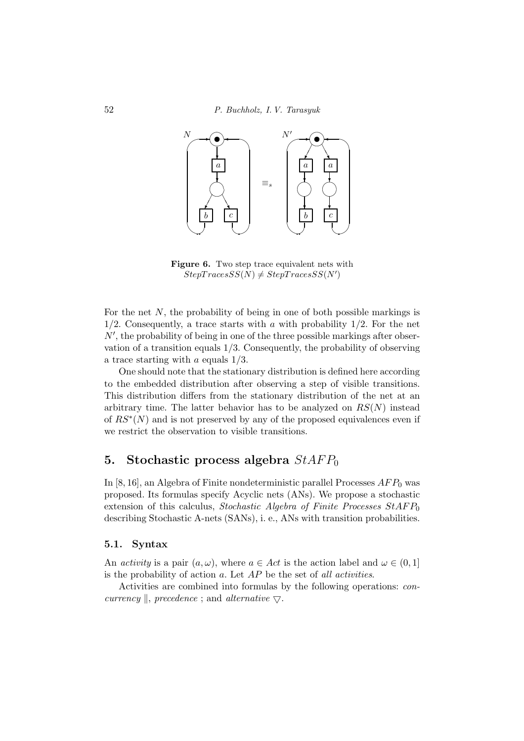**Figure 6.** Two step trace equivalent nets with $StepTracesSS(N) \neq StepTracesSS(N')$

For the net $N$, the probability of being in one of both possible markings is $1/2$. Consequently, a trace starts with $a$ with probability $1/2$. For the net $N'$, the probability of being in one of the three possible markings after observation of a transition equals $1/3$. Consequently, the probability of observing a trace starting with $a$ equals $1/3$.

One should note that the stationary distribution is defined here according to the embedded distribution after observing a step of visible transitions. This distribution differs from the stationary distribution of the net at an arbitrary time. The latter behavior has to be analyzed on $RS(N)$ instead of $RS^*(N)$ and is not preserved by any of the proposed equivalences even if we restrict the observation to visible transitions.

## 5. Stochastic process algebra $StAFP_0$

In [8, 16], an Algebra of Finite nondeterministic parallel Processes $AFP_0$ was proposed. Its formulas specify Acyclic nets (ANs). We propose a stochastic extension of this calculus, *Stochastic Algebra of Finite Processes* $StAFP_0$ describing Stochastic A-nets (SANs), i. e., ANs with transition probabilities.

### 5.1. Syntax

An *activity* is a pair $(a, \omega)$, where $a \in Act$ is the action label and $\omega \in (0, 1]$ is the probability of action $a$. Let $AP$ be the set of *all activities*.

Activities are combined into formulas by the following operations: *concurrency* $\|$, *precedence* ; and *alternative* $\bigtriangledown$.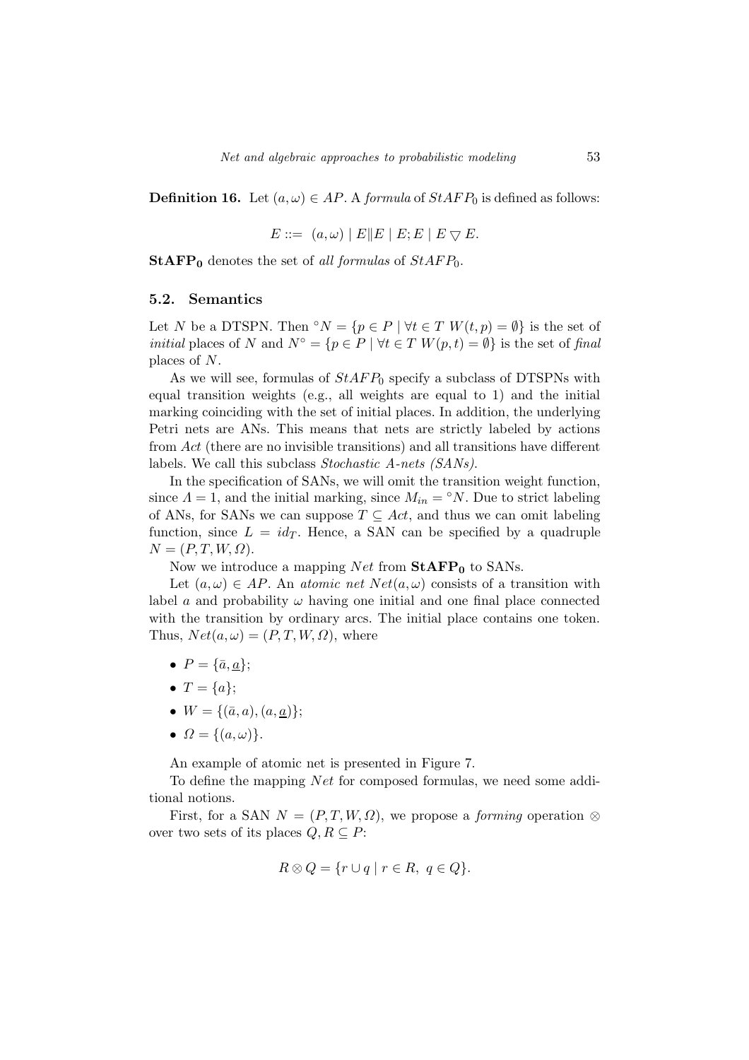**Definition 16.** Let $(a, \omega) \in AP$. A *formula* of $StAFP_0$ is defined as follows:

$$E ::= \ (a, \omega) \mid E \| E \mid E; E \mid E \bigtriangledown E.$$

$\mathbf{StAFP_0}$ denotes the set of *all formulas* of $StAFP_0$.

## 5.2. Semantics

Let $N$ be a DTSPN. Then ${}^{\circ}N = \{p \in P \mid \forall t \in T \ W(t, p) = \emptyset\}$ is the set of *initial* places of $N$ and $N^{\circ} = \{p \in P \mid \forall t \in T \ W(p, t) = \emptyset\}$ is the set of *final* places of $N$.

As we will see, formulas of $StAFP_0$ specify a subclass of DTSPNs with equal transition weights (e.g., all weights are equal to 1) and the initial marking coinciding with the set of initial places. In addition, the underlying Petri nets are ANs. This means that nets are strictly labeled by actions from *Act* (there are no invisible transitions) and all transitions have different labels. We call this subclass *Stochastic A-nets (SANs)*.

In the specification of SANs, we will omit the transition weight function, since $\Lambda = 1$, and the initial marking, since $M_{in} = {}^{\circ}N$. Due to strict labeling of ANs, for SANs we can suppose $T \subseteq Act$, and thus we can omit labeling function, since $L = id_T$. Hence, a SAN can be specified by a quadruple $N = (P, T, W, \Omega)$.

Now we introduce a mapping $Net$ from $\mathbf{StAFP_0}$ to SANs.

Let $(a, \omega) \in AP$. An *atomic net* $Net(a, \omega)$ consists of a transition with label $a$ and probability $\omega$ having one initial and one final place connected with the transition by ordinary arcs. The initial place contains one token. Thus, $Net(a, \omega) = (P, T, W, \Omega)$, where

- $P = \{\bar{a}, \underline{a}\}$;
- $T = \{a\}$;
- $W = \{(\bar{a}, a), (a, \underline{a})\}$;
- $\Omega = \{(a, \omega)\}$.

An example of atomic net is presented in Figure 7.

To define the mapping $Net$ for composed formulas, we need some additional notions.

First, for a SAN $N = (P, T, W, \Omega)$, we propose a *forming* operation $\otimes$ over two sets of its places $Q, R \subseteq P$:

$$R \otimes Q = \{r \cup q \mid r \in R, \ q \in Q\}.$$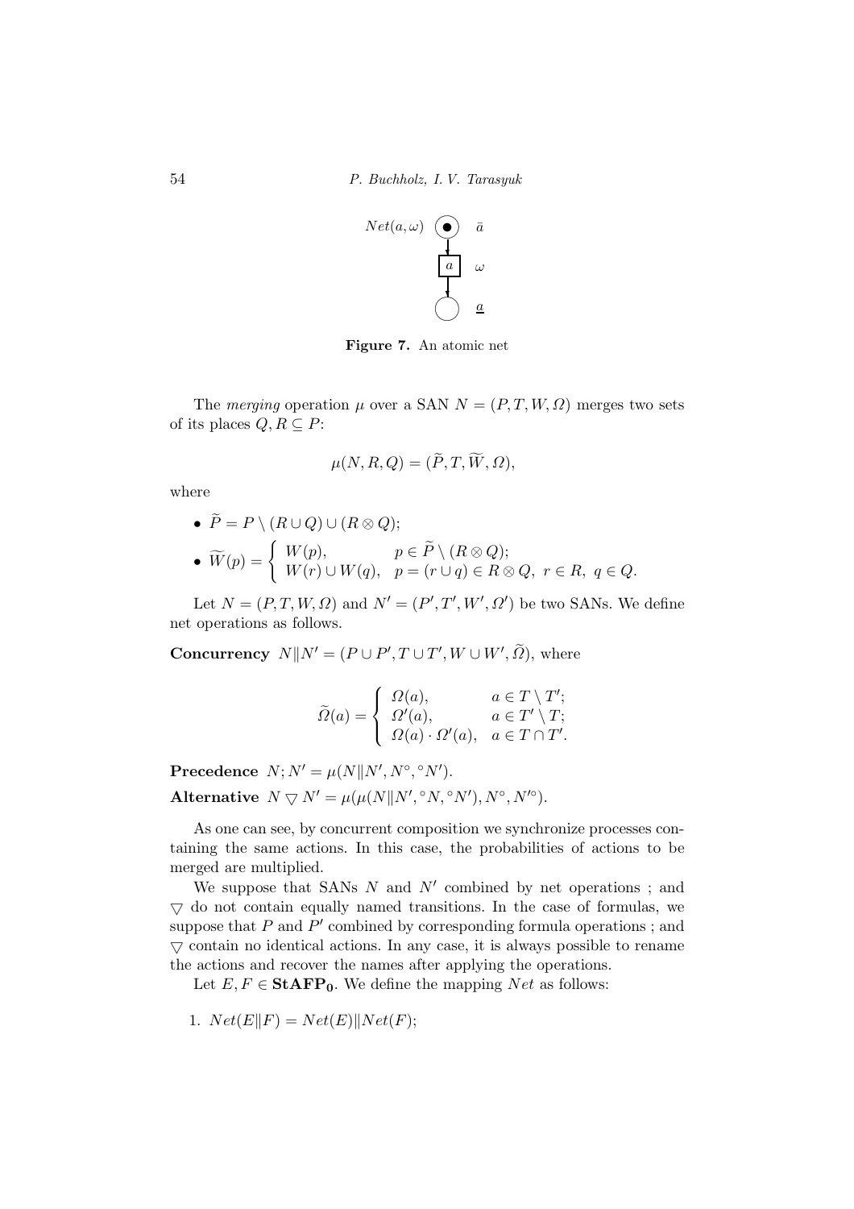$Net(a, \omega)$ $\bar{a}$ $a$ $\omega$ $\underline{a}$

**Figure 7.** An atomic net

The *merging* operation $\mu$ over a SAN $N = (P, T, W, \Omega)$ merges two sets of its places $Q, R \subseteq P$:

$$\mu(N, R, Q) = (\widetilde{P}, T, \widetilde{W}, \Omega),$$

where

- $\widetilde{P} = P \setminus (R \cup Q) \cup (R \otimes Q)$;
- $\widetilde{W}(p) = \begin{cases} W(p), & p \in \widetilde{P} \setminus (R \otimes Q); \\ W(r) \cup W(q), & p = (r \cup q) \in R \otimes Q,\ r \in R,\ q \in Q. \end{cases}$

Let $N = (P, T, W, \Omega)$ and $N' = (P', T', W', \Omega')$ be two SANs. We define net operations as follows.

**Concurrency** $N \| N' = (P \cup P', T \cup T', W \cup W', \widetilde{\Omega})$, where

$$\widetilde{\Omega}(a) = \begin{cases} \Omega(a), & a \in T \setminus T'; \\ \Omega'(a), & a \in T' \setminus T; \\ \Omega(a) \cdot \Omega'(a), & a \in T \cap T'. \end{cases}$$

**Precedence** $N; N' = \mu(N \| N', N^\circ, {}^\circ N')$.

**Alternative** $N \bigtriangledown N' = \mu(\mu(N \| N', {}^\circ N, {}^\circ N'), N^\circ, N'^\circ)$.

As one can see, by concurrent composition we synchronize processes containing the same actions. In this case, the probabilities of actions to be merged are multiplied.

We suppose that SANs $N$ and $N'$ combined by net operations ; and $\bigtriangledown$ do not contain equally named transitions. In the case of formulas, we suppose that $P$ and $P'$ combined by corresponding formula operations ; and $\bigtriangledown$ contain no identical actions. In any case, it is always possible to rename the actions and recover the names after applying the operations.

Let $E, F \in \mathbf{StAFP_0}$. We define the mapping $Net$ as follows:

1. $Net(E \| F) = Net(E) \| Net(F)$;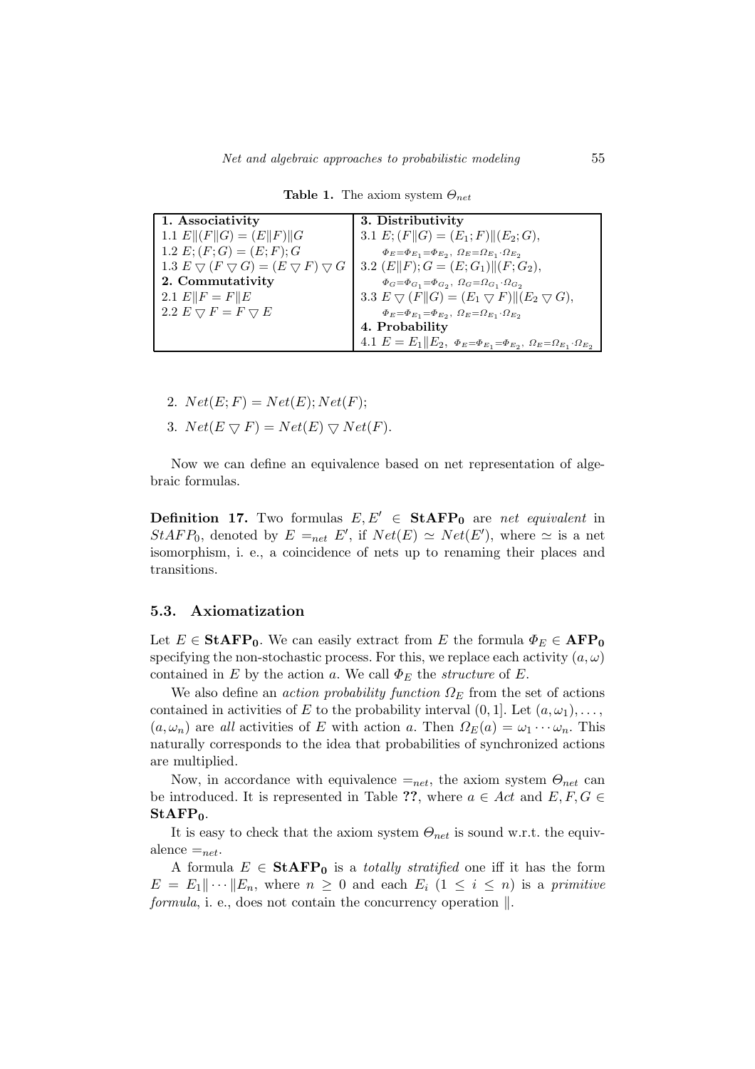**Table 1.** The axiom system $\Theta_{net}$

| **1. Associativity** | **3. Distributivity** |
|---|---|
| 1.1 $E\|(F\|G) = (E\|F)\|G$ | 3.1 $E;(F\|G) = (E_1;F)\|(E_2;G)$, $\Phi_E=\Phi_{E_1}=\Phi_{E_2},\ \Omega_E=\Omega_{E_1}\cdot\Omega_{E_2}$ |
| 1.2 $E;(F;G) = (E;F);G$ | 3.2 $(E\|F);G = (E;G_1)\|(F;G_2)$, $\Phi_G=\Phi_{G_1}=\Phi_{G_2},\ \Omega_G=\Omega_{G_1}\cdot\Omega_{G_2}$ |
| 1.3 $E \bigtriangledown (F \bigtriangledown G) = (E \bigtriangledown F) \bigtriangledown G$ | 3.3 $E \bigtriangledown (F\|G) = (E_1 \bigtriangledown F)\|(E_2 \bigtriangledown G)$, $\Phi_E=\Phi_{E_1}=\Phi_{E_2},\ \Omega_E=\Omega_{E_1}\cdot\Omega_{E_2}$ |
| **2. Commutativity** | **4. Probability** |
| 2.1 $E\|F = F\|E$ | 4.1 $E = E_1\|E_2,\ \Phi_E=\Phi_{E_1}=\Phi_{E_2},\ \Omega_E=\Omega_{E_1}\cdot\Omega_{E_2}$ |
| 2.2 $E \bigtriangledown F = F \bigtriangledown E$ | |

2. $Net(E;F) = Net(E); Net(F)$;
3. $Net(E \bigtriangledown F) = Net(E) \bigtriangledown Net(F)$.

Now we can define an equivalence based on net representation of algebraic formulas.

**Definition 17.** Two formulas $E, E' \in \mathbf{StAFP_0}$ are *net equivalent* in $StAFP_0$, denoted by $E =_{net} E'$, if $Net(E) \simeq Net(E')$, where $\simeq$ is a net isomorphism, i. e., a coincidence of nets up to renaming their places and transitions.

### 5.3. Axiomatization

Let $E \in \mathbf{StAFP_0}$. We can easily extract from $E$ the formula $\Phi_E \in \mathbf{AFP_0}$ specifying the non-stochastic process. For this, we replace each activity $(a, \omega)$ contained in $E$ by the action $a$. We call $\Phi_E$ the *structure* of $E$.

We also define an *action probability function* $\Omega_E$ from the set of actions contained in activities of $E$ to the probability interval $(0, 1]$. Let $(a, \omega_1), \ldots, (a, \omega_n)$ are *all* activities of $E$ with action $a$. Then $\Omega_E(a) = \omega_1 \cdots \omega_n$. This naturally corresponds to the idea that probabilities of synchronized actions are multiplied.

Now, in accordance with equivalence $=_{net}$, the axiom system $\Theta_{net}$ can be introduced. It is represented in Table **??**, where $a \in Act$ and $E, F, G \in \mathbf{StAFP_0}$.

It is easy to check that the axiom system $\Theta_{net}$ is sound w.r.t. the equivalence $=_{net}$.

A formula $E \in \mathbf{StAFP_0}$ is a *totally stratified* one iff it has the form $E = E_1\|\cdots\|E_n$, where $n \geq 0$ and each $E_i$ $(1 \leq i \leq n)$ is a *primitive formula*, i. e., does not contain the concurrency operation $\|$.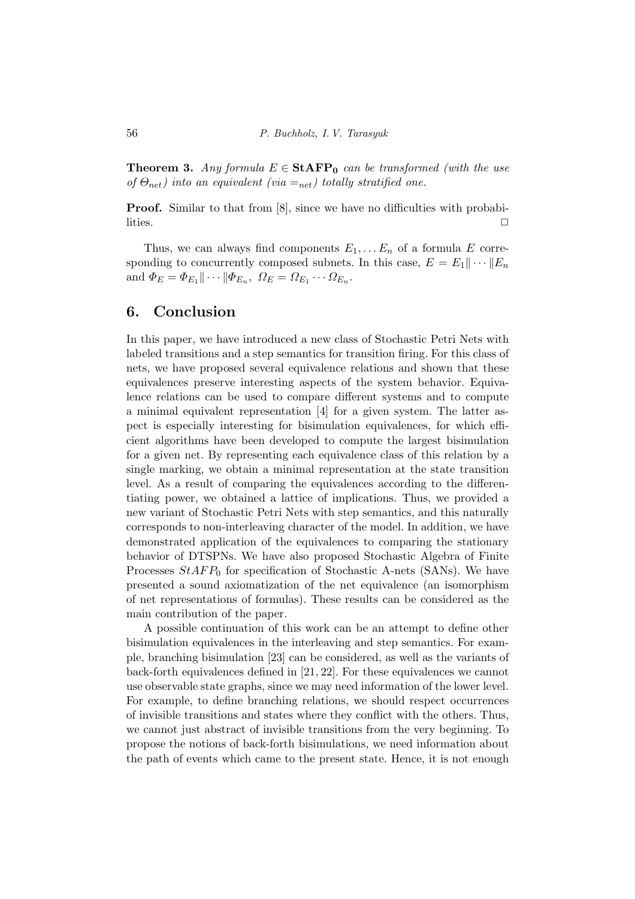**Theorem 3.** *Any formula $E \in \mathbf{StAFP_0}$ can be transformed (with the use of $\Theta_{net}$) into an equivalent (via $=_{net}$) totally stratified one.*

**Proof.** Similar to that from [8], since we have no difficulties with probabilities. $\square$

Thus, we can always find components $E_1, \ldots E_n$ of a formula $E$ corresponding to concurrently composed subnets. In this case, $E = E_1 \| \cdots \| E_n$ and $\Phi_E = \Phi_{E_1} \| \cdots \| \Phi_{E_n},\ \Omega_E = \Omega_{E_1} \cdots \Omega_{E_n}$.

## 6. Conclusion

In this paper, we have introduced a new class of Stochastic Petri Nets with labeled transitions and a step semantics for transition firing. For this class of nets, we have proposed several equivalence relations and shown that these equivalences preserve interesting aspects of the system behavior. Equivalence relations can be used to compare different systems and to compute a minimal equivalent representation [4] for a given system. The latter aspect is especially interesting for bisimulation equivalences, for which efficient algorithms have been developed to compute the largest bisimulation for a given net. By representing each equivalence class of this relation by a single marking, we obtain a minimal representation at the state transition level. As a result of comparing the equivalences according to the differentiating power, we obtained a lattice of implications. Thus, we provided a new variant of Stochastic Petri Nets with step semantics, and this naturally corresponds to non-interleaving character of the model. In addition, we have demonstrated application of the equivalences to comparing the stationary behavior of DTSPNs. We have also proposed Stochastic Algebra of Finite Processes $StAFP_0$ for specification of Stochastic A-nets (SANs). We have presented a sound axiomatization of the net equivalence (an isomorphism of net representations of formulas). These results can be considered as the main contribution of the paper.

A possible continuation of this work can be an attempt to define other bisimulation equivalences in the interleaving and step semantics. For example, branching bisimulation [23] can be considered, as well as the variants of back-forth equivalences defined in [21, 22]. For these equivalences we cannot use observable state graphs, since we may need information of the lower level. For example, to define branching relations, we should respect occurrences of invisible transitions and states where they conflict with the others. Thus, we cannot just abstract of invisible transitions from the very beginning. To propose the notions of back-forth bisimulations, we need information about the path of events which came to the present state. Hence, it is not enough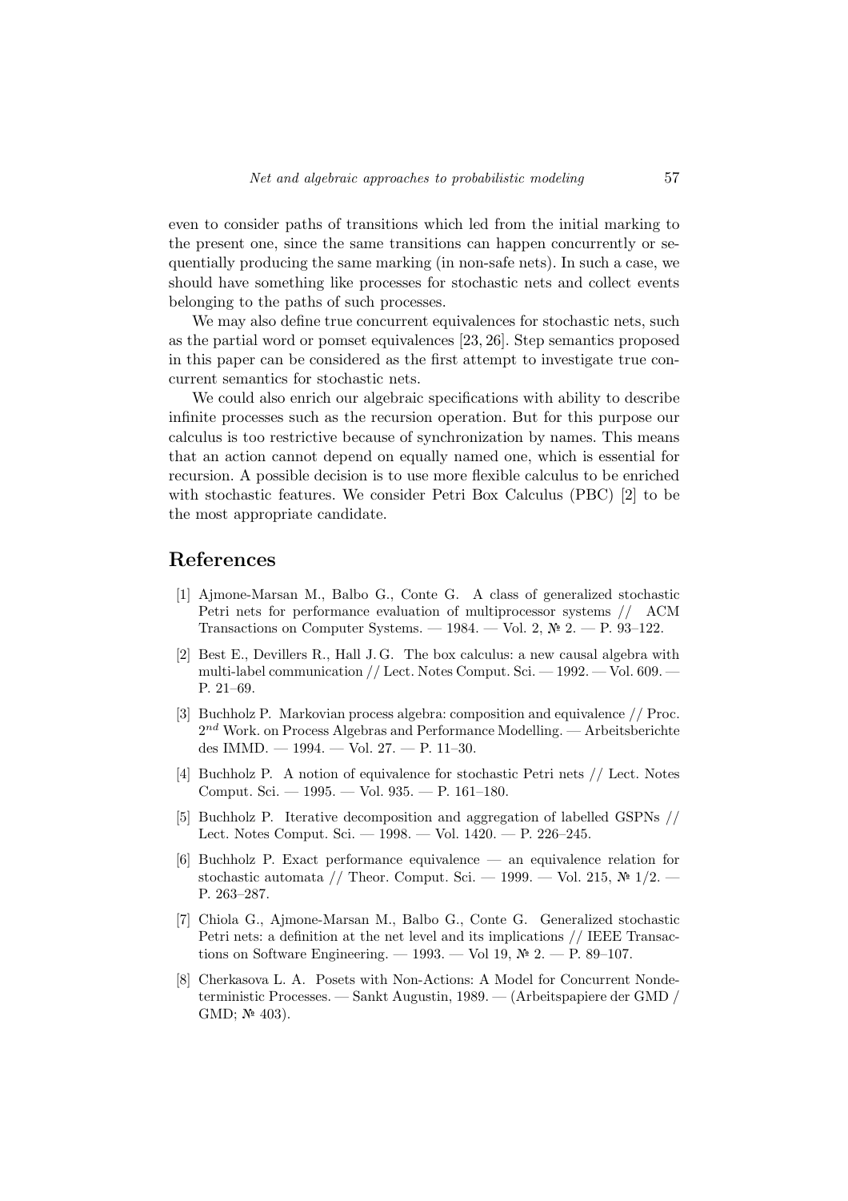even to consider paths of transitions which led from the initial marking to the present one, since the same transitions can happen concurrently or sequentially producing the same marking (in non-safe nets). In such a case, we should have something like processes for stochastic nets and collect events belonging to the paths of such processes.

We may also define true concurrent equivalences for stochastic nets, such as the partial word or pomset equivalences [23, 26]. Step semantics proposed in this paper can be considered as the first attempt to investigate true concurrent semantics for stochastic nets.

We could also enrich our algebraic specifications with ability to describe infinite processes such as the recursion operation. But for this purpose our calculus is too restrictive because of synchronization by names. This means that an action cannot depend on equally named one, which is essential for recursion. A possible decision is to use more flexible calculus to be enriched with stochastic features. We consider Petri Box Calculus (PBC) [2] to be the most appropriate candidate.

# References

[1] Ajmone-Marsan M., Balbo G., Conte G. A class of generalized stochastic Petri nets for performance evaluation of multiprocessor systems // ACM Transactions on Computer Systems. — 1984. — Vol. 2, № 2. — P. 93–122.

[2] Best E., Devillers R., Hall J. G. The box calculus: a new causal algebra with multi-label communication // Lect. Notes Comput. Sci. — 1992. — Vol. 609. — P. 21–69.

[3] Buchholz P. Markovian process algebra: composition and equivalence // Proc. $2^{nd}$ Work. on Process Algebras and Performance Modelling. — Arbeitsberichte des IMMD. — 1994. — Vol. 27. — P. 11–30.

[4] Buchholz P. A notion of equivalence for stochastic Petri nets // Lect. Notes Comput. Sci. — 1995. — Vol. 935. — P. 161–180.

[5] Buchholz P. Iterative decomposition and aggregation of labelled GSPNs // Lect. Notes Comput. Sci. — 1998. — Vol. 1420. — P. 226–245.

[6] Buchholz P. Exact performance equivalence — an equivalence relation for stochastic automata // Theor. Comput. Sci. — 1999. — Vol. 215, № 1/2. — P. 263–287.

[7] Chiola G., Ajmone-Marsan M., Balbo G., Conte G. Generalized stochastic Petri nets: a definition at the net level and its implications // IEEE Transactions on Software Engineering. — 1993. — Vol 19, № 2. — P. 89–107.

[8] Cherkasova L. A. Posets with Non-Actions: A Model for Concurrent Nondeterministic Processes. — Sankt Augustin, 1989. — (Arbeitspapiere der GMD / GMD; № 403).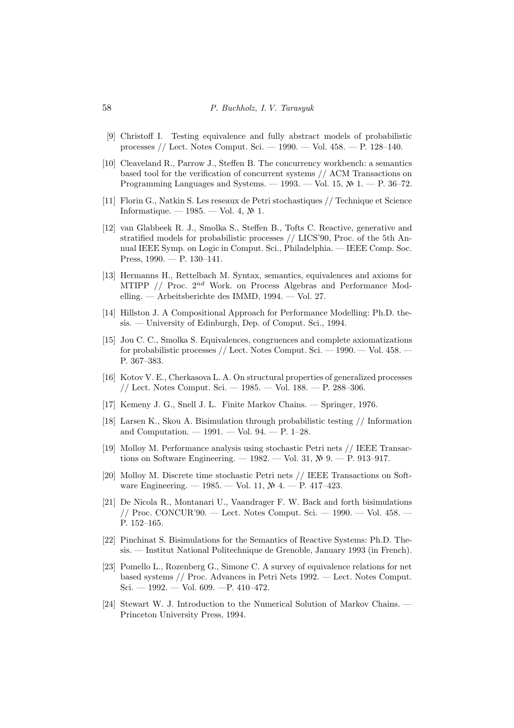[9] Christoff I. Testing equivalence and fully abstract models of probabilistic processes // Lect. Notes Comput. Sci. — 1990. — Vol. 458. — P. 128–140.

[10] Cleaveland R., Parrow J., Steffen B. The concurrency workbench: a semantics based tool for the verification of concurrent systems // ACM Transactions on Programming Languages and Systems. — 1993. — Vol. 15, № 1. — P. 36–72.

[11] Florin G., Natkin S. Les reseaux de Petri stochastiques // Technique et Science Informatique. — 1985. — Vol. 4, № 1.

[12] van Glabbeek R. J., Smolka S., Steffen B., Tofts C. Reactive, generative and stratified models for probabilistic processes // LICS'90, Proc. of the 5th Annual IEEE Symp. on Logic in Comput. Sci., Philadelphia. — IEEE Comp. Soc. Press, 1990. — P. 130–141.

[13] Hermanns H., Rettelbach M. Syntax, semantics, equivalences and axioms for MTIPP // Proc. $2^{nd}$ Work. on Process Algebras and Performance Modelling. — Arbeitsberichte des IMMD, 1994. — Vol. 27.

[14] Hillston J. A Compositional Approach for Performance Modelling: Ph.D. thesis. — University of Edinburgh, Dep. of Comput. Sci., 1994.

[15] Jou C. C., Smolka S. Equivalences, congruences and complete axiomatizations for probabilistic processes // Lect. Notes Comput. Sci. — 1990. — Vol. 458. — P. 367–383.

[16] Kotov V. E., Cherkasova L. A. On structural properties of generalized processes // Lect. Notes Comput. Sci. — 1985. — Vol. 188. — P. 288–306.

[17] Kemeny J. G., Snell J. L. Finite Markov Chains. — Springer, 1976.

[18] Larsen K., Skou A. Bisimulation through probabilistic testing // Information and Computation. — 1991. — Vol. 94. — P. 1–28.

[19] Molloy M. Performance analysis using stochastic Petri nets // IEEE Transactions on Software Engineering. — 1982. — Vol. 31, № 9. — P. 913–917.

[20] Molloy M. Discrete time stochastic Petri nets // IEEE Transactions on Software Engineering. — 1985. — Vol. 11, № 4. — P. 417–423.

[21] De Nicola R., Montanari U., Vaandrager F. W. Back and forth bisimulations // Proc. CONCUR'90. — Lect. Notes Comput. Sci. — 1990. — Vol. 458. — P. 152–165.

[22] Pinchinat S. Bisimulations for the Semantics of Reactive Systems: Ph.D. Thesis. — Institut National Politechnique de Grenoble, January 1993 (in French).

[23] Pomello L., Rozenberg G., Simone C. A survey of equivalence relations for net based systems // Proc. Advances in Petri Nets 1992. — Lect. Notes Comput. Sci. — 1992. — Vol. 609. —P. 410–472.

[24] Stewart W. J. Introduction to the Numerical Solution of Markov Chains. — Princeton University Press, 1994.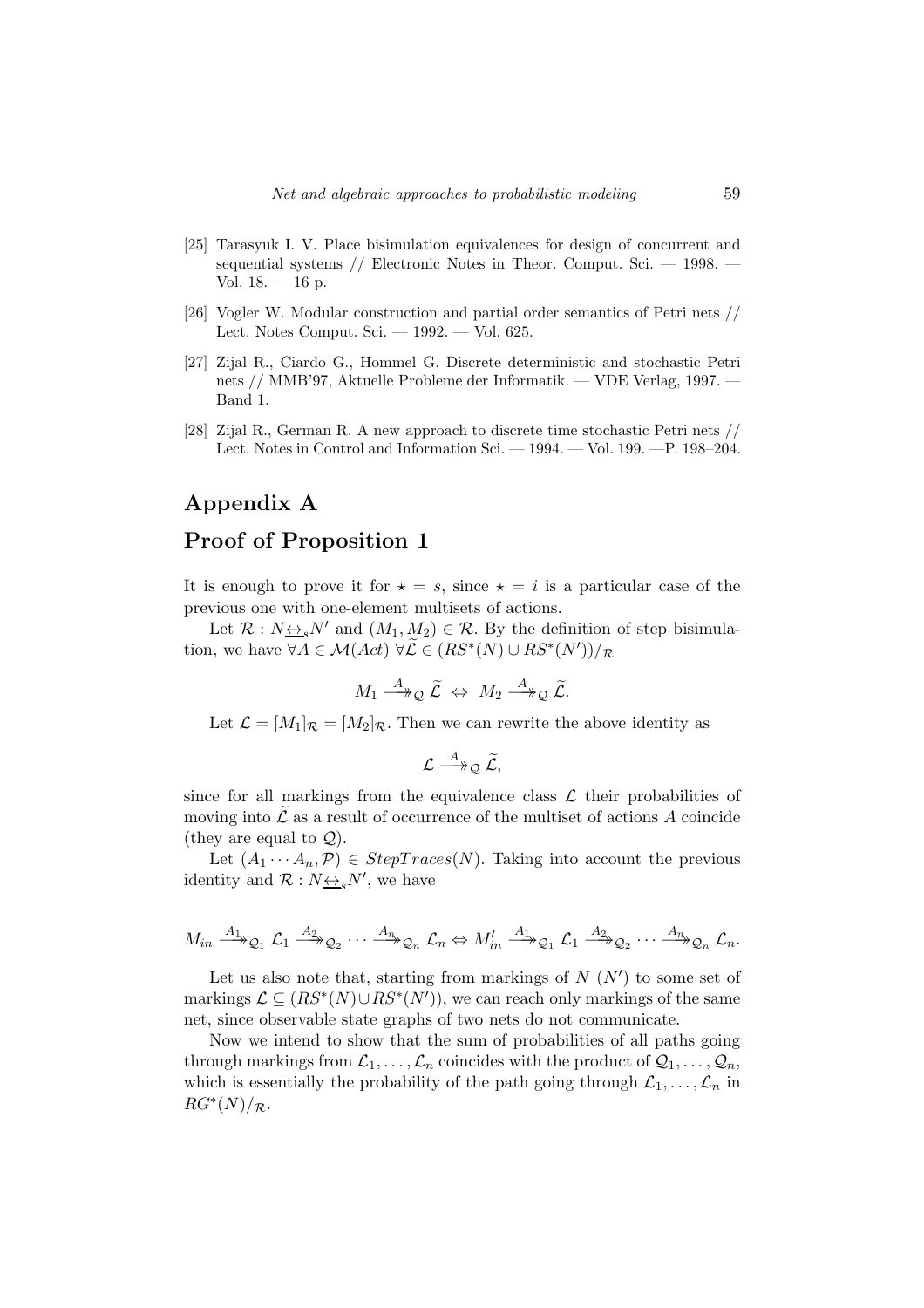[25] Tarasyuk I. V. Place bisimulation equivalences for design of concurrent and sequential systems // Electronic Notes in Theor. Comput. Sci. — 1998. — Vol. 18. — 16 p.

[26] Vogler W. Modular construction and partial order semantics of Petri nets // Lect. Notes Comput. Sci. — 1992. — Vol. 625.

[27] Zijal R., Ciardo G., Hommel G. Discrete deterministic and stochastic Petri nets // MMB'97, Aktuelle Probleme der Informatik. — VDE Verlag, 1997. — Band 1.

[28] Zijal R., German R. A new approach to discrete time stochastic Petri nets // Lect. Notes in Control and Information Sci. — 1994. — Vol. 199. —P. 198–204.

# Appendix A

# Proof of Proposition 1

It is enough to prove it for $\star = s$, since $\star = i$ is a particular case of the previous one with one-element multisets of actions.

Let $\mathcal{R} : N \underline{\leftrightarrow}_s N'$ and $(M_1, M_2) \in \mathcal{R}$. By the definition of step bisimulation, we have $\forall A \in \mathcal{M}(Act)\ \forall \widetilde{\mathcal{L}} \in (RS^*(N) \cup RS^*(N'))/_{\mathcal{R}}$

$$M_1 \xrightarrow{A}\!\!\!\!\rightarrow_{\mathcal{Q}} \widetilde{\mathcal{L}} \ \Leftrightarrow\ M_2 \xrightarrow{A}\!\!\!\!\rightarrow_{\mathcal{Q}} \widetilde{\mathcal{L}}.$$

Let $\mathcal{L} = [M_1]_{\mathcal{R}} = [M_2]_{\mathcal{R}}$. Then we can rewrite the above identity as

$$\mathcal{L} \xrightarrow{A}\!\!\!\!\rightarrow_{\mathcal{Q}} \widetilde{\mathcal{L}},$$

since for all markings from the equivalence class $\mathcal{L}$ their probabilities of moving into $\widetilde{\mathcal{L}}$ as a result of occurrence of the multiset of actions $A$ coincide (they are equal to $\mathcal{Q}$).

Let $(A_1 \cdots A_n, \mathcal{P}) \in StepTraces(N)$. Taking into account the previous identity and $\mathcal{R} : N \underline{\leftrightarrow}_s N'$, we have

$$M_{in} \xrightarrow{A_1}\!\!\!\!\rightarrow_{\mathcal{Q}_1} \mathcal{L}_1 \xrightarrow{A_2}\!\!\!\!\rightarrow_{\mathcal{Q}_2} \cdots \xrightarrow{A_n}\!\!\!\!\rightarrow_{\mathcal{Q}_n} \mathcal{L}_n \Leftrightarrow M'_{in} \xrightarrow{A_1}\!\!\!\!\rightarrow_{\mathcal{Q}_1} \mathcal{L}_1 \xrightarrow{A_2}\!\!\!\!\rightarrow_{\mathcal{Q}_2} \cdots \xrightarrow{A_n}\!\!\!\!\rightarrow_{\mathcal{Q}_n} \mathcal{L}_n.$$

Let us also note that, starting from markings of $N$ ($N'$) to some set of markings $\mathcal{L} \subseteq (RS^*(N) \cup RS^*(N'))$, we can reach only markings of the same net, since observable state graphs of two nets do not communicate.

Now we intend to show that the sum of probabilities of all paths going through markings from $\mathcal{L}_1, \ldots, \mathcal{L}_n$ coincides with the product of $\mathcal{Q}_1, \ldots, \mathcal{Q}_n$, which is essentially the probability of the path going through $\mathcal{L}_1, \ldots, \mathcal{L}_n$ in $RG^*(N)/_{\mathcal{R}}$.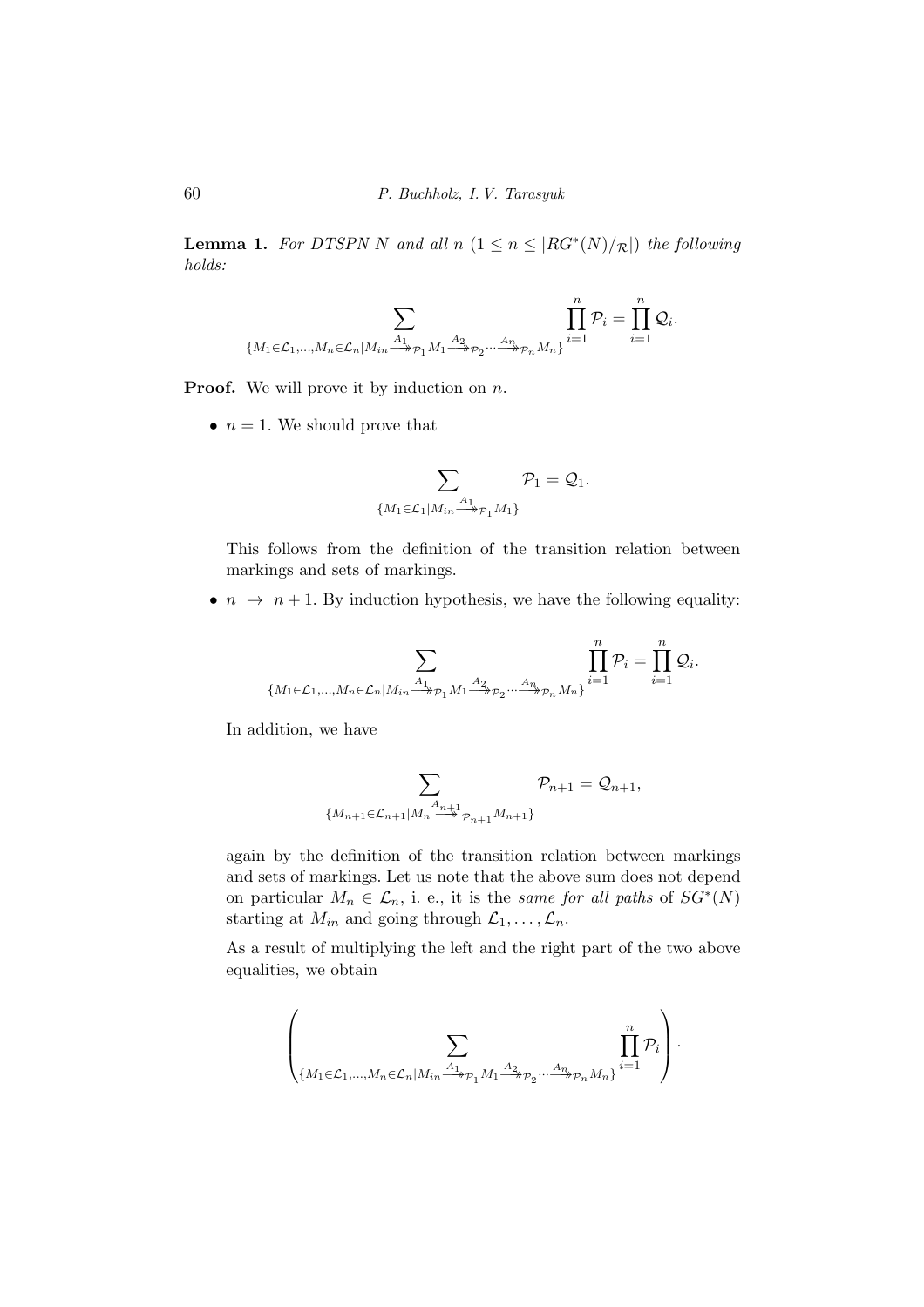**Lemma 1.** *For DTSPN $N$ and all $n$ $(1 \leq n \leq |RG^*(N)/_{\mathcal{R}}|)$ the following holds:*

$$\sum_{\{M_1 \in \mathcal{L}_1, \ldots, M_n \in \mathcal{L}_n | M_{in} \overset{A_1}{\twoheadrightarrow}_{\mathcal{P}_1} M_1 \overset{A_2}{\twoheadrightarrow}_{\mathcal{P}_2} \cdots \overset{A_n}{\twoheadrightarrow}_{\mathcal{P}_n} M_n\}} \prod_{i=1}^{n} \mathcal{P}_i = \prod_{i=1}^{n} \mathcal{Q}_i.$$

**Proof.** We will prove it by induction on $n$.

- $n = 1$. We should prove that

$$\sum_{\{M_1 \in \mathcal{L}_1 | M_{in} \overset{A_1}{\twoheadrightarrow}_{\mathcal{P}_1} M_1\}} \mathcal{P}_1 = \mathcal{Q}_1.$$

  This follows from the definition of the transition relation between markings and sets of markings.

- $n \to n+1$. By induction hypothesis, we have the following equality:

$$\sum_{\{M_1 \in \mathcal{L}_1, \ldots, M_n \in \mathcal{L}_n | M_{in} \overset{A_1}{\twoheadrightarrow}_{\mathcal{P}_1} M_1 \overset{A_2}{\twoheadrightarrow}_{\mathcal{P}_2} \cdots \overset{A_n}{\twoheadrightarrow}_{\mathcal{P}_n} M_n\}} \prod_{i=1}^{n} \mathcal{P}_i = \prod_{i=1}^{n} \mathcal{Q}_i.$$

  In addition, we have

$$\sum_{\{M_{n+1} \in \mathcal{L}_{n+1} | M_n \overset{A_{n+1}}{\twoheadrightarrow}_{\mathcal{P}_{n+1}} M_{n+1}\}} \mathcal{P}_{n+1} = \mathcal{Q}_{n+1},$$

  again by the definition of the transition relation between markings and sets of markings. Let us note that the above sum does not depend on particular $M_n \in \mathcal{L}_n$, i. e., it is the *same for all paths* of $SG^*(N)$ starting at $M_{in}$ and going through $\mathcal{L}_1, \ldots, \mathcal{L}_n$.

  As a result of multiplying the left and the right part of the two above equalities, we obtain

$$\left( \sum_{\{M_1 \in \mathcal{L}_1, \ldots, M_n \in \mathcal{L}_n | M_{in} \overset{A_1}{\twoheadrightarrow}_{\mathcal{P}_1} M_1 \overset{A_2}{\twoheadrightarrow}_{\mathcal{P}_2} \cdots \overset{A_n}{\twoheadrightarrow}_{\mathcal{P}_n} M_n\}} \prod_{i=1}^{n} \mathcal{P}_i \right) \cdot$$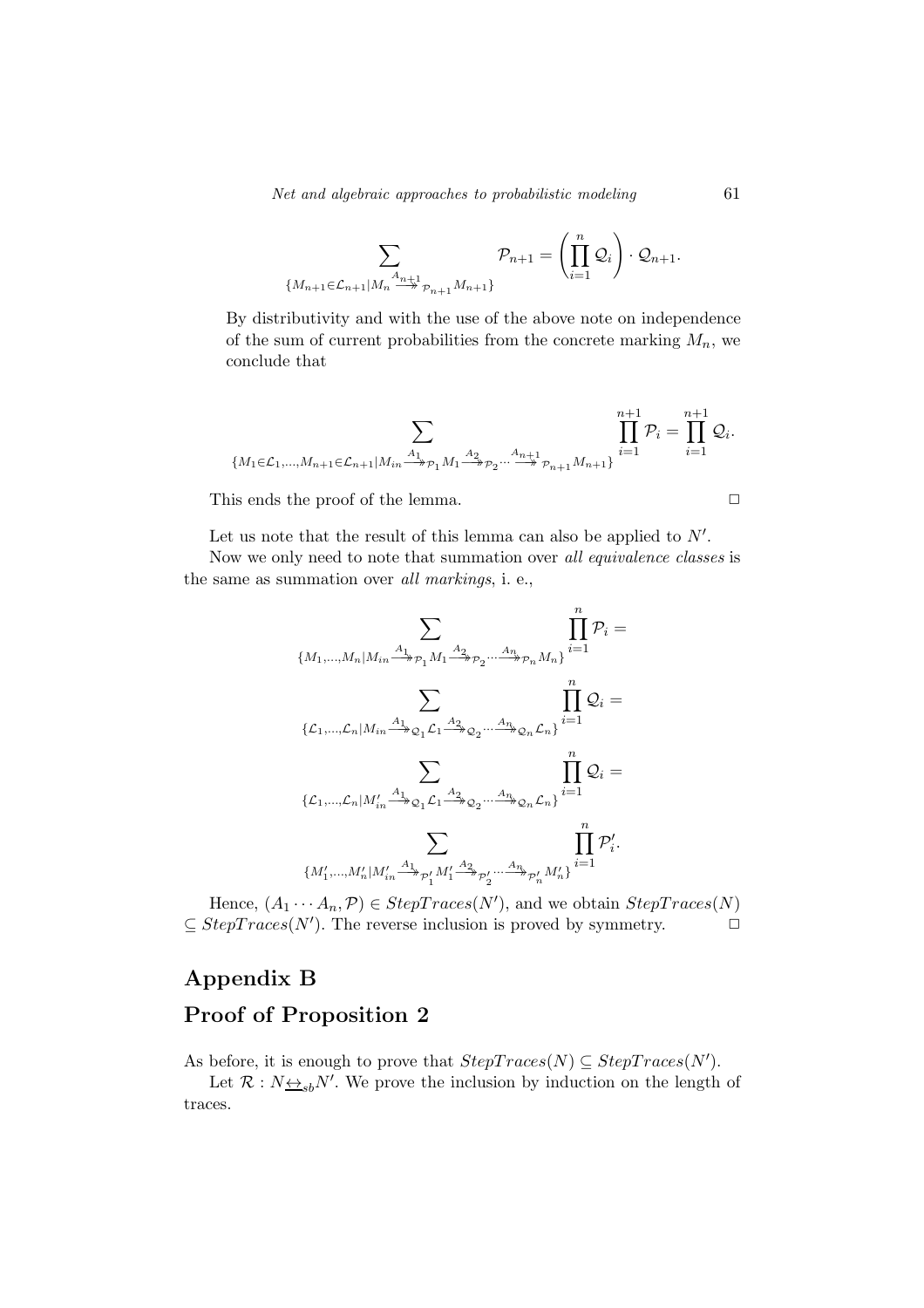$$\sum_{\{M_{n+1}\in\mathcal{L}_{n+1}|M_n \overset{A_{n+1}}{\twoheadrightarrow}_{\mathcal{P}_{n+1}} M_{n+1}\}} \mathcal{P}_{n+1} = \left(\prod_{i=1}^{n} \mathcal{Q}_i\right) \cdot \mathcal{Q}_{n+1}.$$

By distributivity and with the use of the above note on independence of the sum of current probabilities from the concrete marking $M_n$, we conclude that

$$\sum_{\{M_1\in\mathcal{L}_1,\dots,M_{n+1}\in\mathcal{L}_{n+1}|M_{in} \overset{A_1}{\twoheadrightarrow}_{\mathcal{P}_1} M_1 \overset{A_2}{\twoheadrightarrow}_{\mathcal{P}_2} \cdots \overset{A_{n+1}}{\twoheadrightarrow}_{\mathcal{P}_{n+1}} M_{n+1}\}} \prod_{i=1}^{n+1} \mathcal{P}_i = \prod_{i=1}^{n+1} \mathcal{Q}_i.$$

This ends the proof of the lemma. $\square$

Let us note that the result of this lemma can also be applied to $N'$.

Now we only need to note that summation over *all equivalence classes* is the same as summation over *all markings*, i. e.,

$$\sum_{\{M_1,\dots,M_n|M_{in} \overset{A_1}{\twoheadrightarrow}_{\mathcal{P}_1} M_1 \overset{A_2}{\twoheadrightarrow}_{\mathcal{P}_2} \cdots \overset{A_n}{\twoheadrightarrow}_{\mathcal{P}_n} M_n\}} \prod_{i=1}^{n} \mathcal{P}_i =$$

$$\sum_{\{\mathcal{L}_1,\dots,\mathcal{L}_n|M_{in} \overset{A_1}{\twoheadrightarrow}_{\mathcal{Q}_1} \mathcal{L}_1 \overset{A_2}{\twoheadrightarrow}_{\mathcal{Q}_2} \cdots \overset{A_n}{\twoheadrightarrow}_{\mathcal{Q}_n} \mathcal{L}_n\}} \prod_{i=1}^{n} \mathcal{Q}_i =$$

$$\sum_{\{\mathcal{L}_1,\dots,\mathcal{L}_n|M'_{in} \overset{A_1}{\twoheadrightarrow}_{\mathcal{Q}_1} \mathcal{L}_1 \overset{A_2}{\twoheadrightarrow}_{\mathcal{Q}_2} \cdots \overset{A_n}{\twoheadrightarrow}_{\mathcal{Q}_n} \mathcal{L}_n\}} \prod_{i=1}^{n} \mathcal{Q}_i =$$

$$\sum_{\{M'_1,\dots,M'_n|M'_{in} \overset{A_1}{\twoheadrightarrow}_{\mathcal{P}'_1} M'_1 \overset{A_2}{\twoheadrightarrow}_{\mathcal{P}'_2} \cdots \overset{A_n}{\twoheadrightarrow}_{\mathcal{P}'_n} M'_n\}} \prod_{i=1}^{n} \mathcal{P}'_i.$$

Hence, $(A_1 \cdots A_n, \mathcal{P}) \in StepTraces(N')$, and we obtain $StepTraces(N) \subseteq StepTraces(N')$. The reverse inclusion is proved by symmetry. $\square$

# Appendix B

# Proof of Proposition 2

As before, it is enough to prove that $StepTraces(N) \subseteq StepTraces(N')$.

Let $\mathcal{R} : N \underline{\leftrightarrow}_{sb} N'$. We prove the inclusion by induction on the length of traces.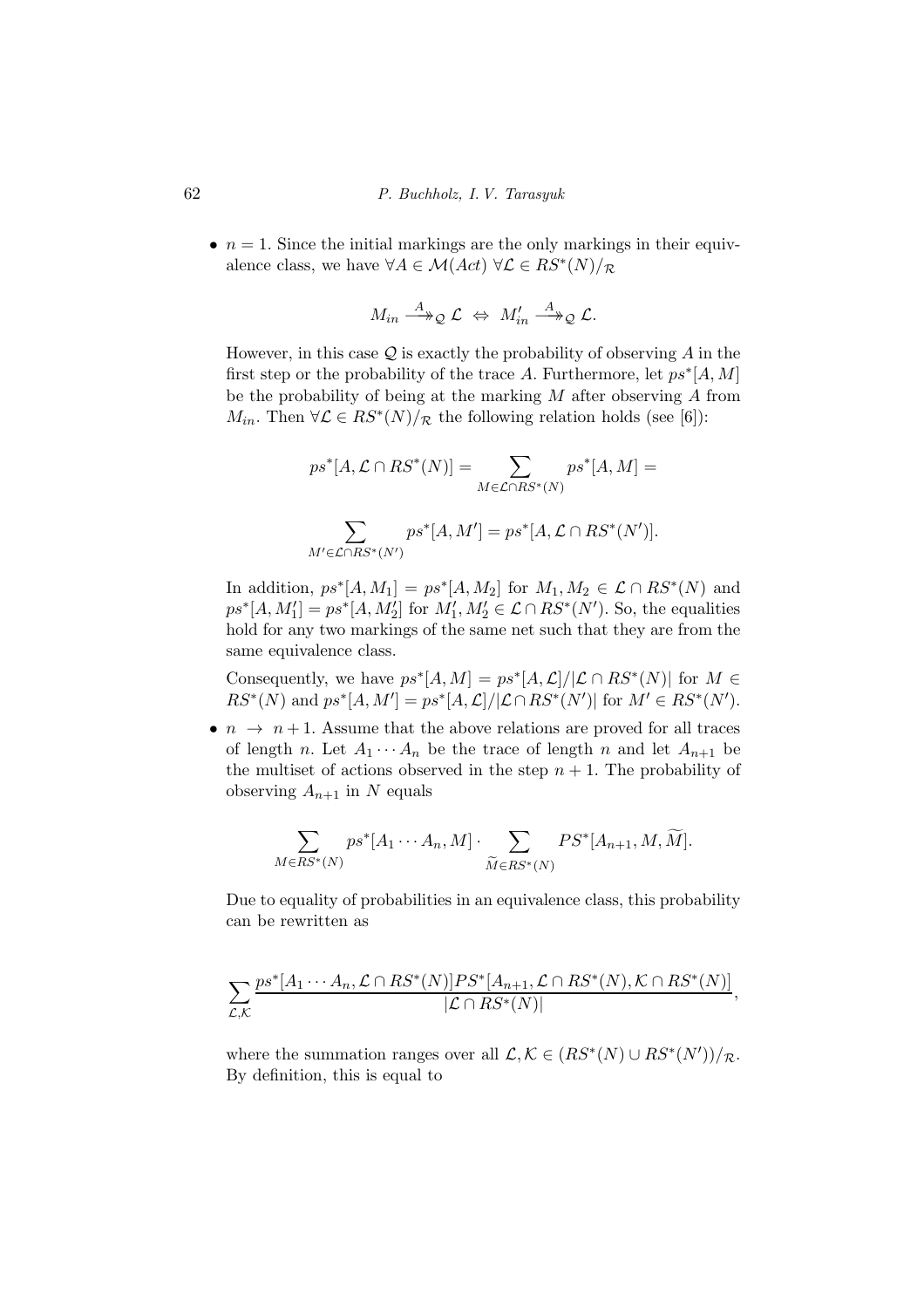- $n = 1$. Since the initial markings are the only markings in their equivalence class, we have $\forall A \in \mathcal{M}(Act)\ \forall \mathcal{L} \in RS^*(N)/_{\mathcal{R}}$

$$M_{in} \xrightarrow{A}\!\!\!\!\rightarrow_{\mathcal{Q}} \mathcal{L} \;\Leftrightarrow\; M'_{in} \xrightarrow{A}\!\!\!\!\rightarrow_{\mathcal{Q}} \mathcal{L}.$$

  However, in this case $\mathcal{Q}$ is exactly the probability of observing $A$ in the first step or the probability of the trace $A$. Furthermore, let $ps^*[A, M]$ be the probability of being at the marking $M$ after observing $A$ from $M_{in}$. Then $\forall \mathcal{L} \in RS^*(N)/_{\mathcal{R}}$ the following relation holds (see [6]):

$$ps^*[A, \mathcal{L} \cap RS^*(N)] = \sum_{M \in \mathcal{L} \cap RS^*(N)} ps^*[A, M] =$$

$$\sum_{M' \in \mathcal{L} \cap RS^*(N')} ps^*[A, M'] = ps^*[A, \mathcal{L} \cap RS^*(N')].$$

  In addition, $ps^*[A, M_1] = ps^*[A, M_2]$ for $M_1, M_2 \in \mathcal{L} \cap RS^*(N)$ and $ps^*[A, M'_1] = ps^*[A, M'_2]$ for $M'_1, M'_2 \in \mathcal{L} \cap RS^*(N')$. So, the equalities hold for any two markings of the same net such that they are from the same equivalence class.

  Consequently, we have $ps^*[A, M] = ps^*[A, \mathcal{L}]/|\mathcal{L} \cap RS^*(N)|$ for $M \in RS^*(N)$ and $ps^*[A, M'] = ps^*[A, \mathcal{L}]/|\mathcal{L} \cap RS^*(N')|$ for $M' \in RS^*(N')$.

- $n \to n+1$. Assume that the above relations are proved for all traces of length $n$. Let $A_1 \cdots A_n$ be the trace of length $n$ and let $A_{n+1}$ be the multiset of actions observed in the step $n+1$. The probability of observing $A_{n+1}$ in $N$ equals

$$\sum_{M \in RS^*(N)} ps^*[A_1 \cdots A_n, M] \cdot \sum_{\widetilde{M} \in RS^*(N)} PS^*[A_{n+1}, M, \widetilde{M}].$$

  Due to equality of probabilities in an equivalence class, this probability can be rewritten as

$$\sum_{\mathcal{L},\mathcal{K}} \frac{ps^*[A_1 \cdots A_n, \mathcal{L} \cap RS^*(N)] PS^*[A_{n+1}, \mathcal{L} \cap RS^*(N), \mathcal{K} \cap RS^*(N)]}{|\mathcal{L} \cap RS^*(N)|},$$

  where the summation ranges over all $\mathcal{L}, \mathcal{K} \in (RS^*(N) \cup RS^*(N'))/_{\mathcal{R}}$. By definition, this is equal to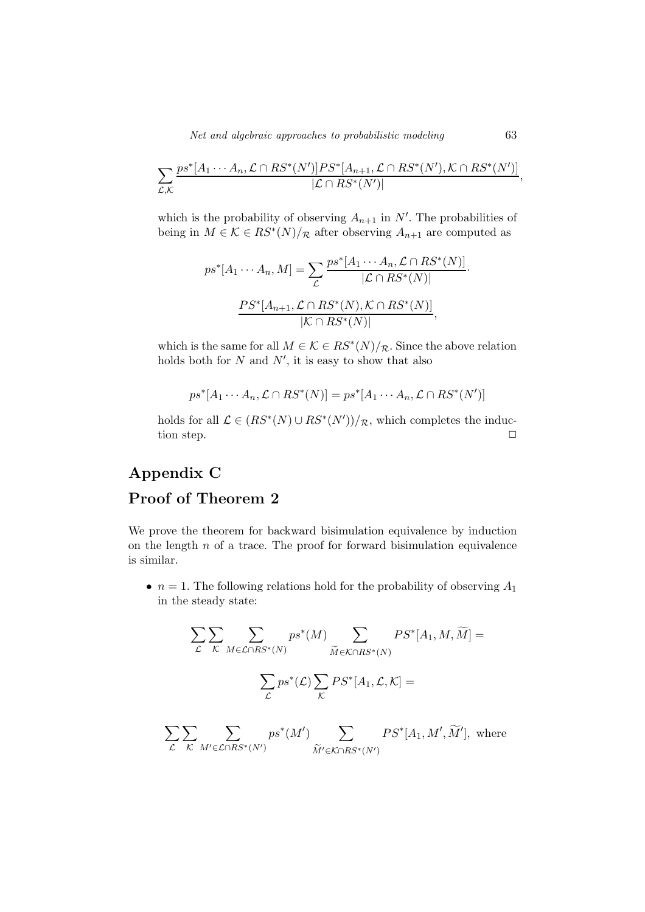$$\sum_{\mathcal{L},\mathcal{K}} \frac{ps^*[A_1 \cdots A_n, \mathcal{L} \cap RS^*(N')] PS^*[A_{n+1}, \mathcal{L} \cap RS^*(N'), \mathcal{K} \cap RS^*(N')]}{|\mathcal{L} \cap RS^*(N')|},$$

which is the probability of observing $A_{n+1}$ in $N'$. The probabilities of being in $M \in \mathcal{K} \in RS^*(N)/_{\mathcal{R}}$ after observing $A_{n+1}$ are computed as

$$ps^*[A_1 \cdots A_n, M] = \sum_{\mathcal{L}} \frac{ps^*[A_1 \cdots A_n, \mathcal{L} \cap RS^*(N)]}{|\mathcal{L} \cap RS^*(N)|} \cdot$$

$$\frac{PS^*[A_{n+1}, \mathcal{L} \cap RS^*(N), \mathcal{K} \cap RS^*(N)]}{|\mathcal{K} \cap RS^*(N)|},$$

which is the same for all $M \in \mathcal{K} \in RS^*(N)/_{\mathcal{R}}$. Since the above relation holds both for $N$ and $N'$, it is easy to show that also

$$ps^*[A_1 \cdots A_n, \mathcal{L} \cap RS^*(N)] = ps^*[A_1 \cdots A_n, \mathcal{L} \cap RS^*(N')]$$

holds for all $\mathcal{L} \in (RS^*(N) \cup RS^*(N'))/_{\mathcal{R}}$, which completes the induction step. □

# Appendix C

# Proof of Theorem 2

We prove the theorem for backward bisimulation equivalence by induction on the length $n$ of a trace. The proof for forward bisimulation equivalence is similar.

- $n = 1$. The following relations hold for the probability of observing $A_1$ in the steady state:

$$\sum_{\mathcal{L}} \sum_{\mathcal{K}} \sum_{M \in \mathcal{L} \cap RS^*(N)} ps^*(M) \sum_{\widetilde{M} \in \mathcal{K} \cap RS^*(N)} PS^*[A_1, M, \widetilde{M}] =$$

$$\sum_{\mathcal{L}} ps^*(\mathcal{L}) \sum_{\mathcal{K}} PS^*[A_1, \mathcal{L}, \mathcal{K}] =$$

$$\sum_{\mathcal{L}} \sum_{\mathcal{K}} \sum_{M' \in \mathcal{L} \cap RS^*(N')} ps^*(M') \sum_{\widetilde{M}' \in \mathcal{K} \cap RS^*(N')} PS^*[A_1, M', \widetilde{M}'], \text{ where}$$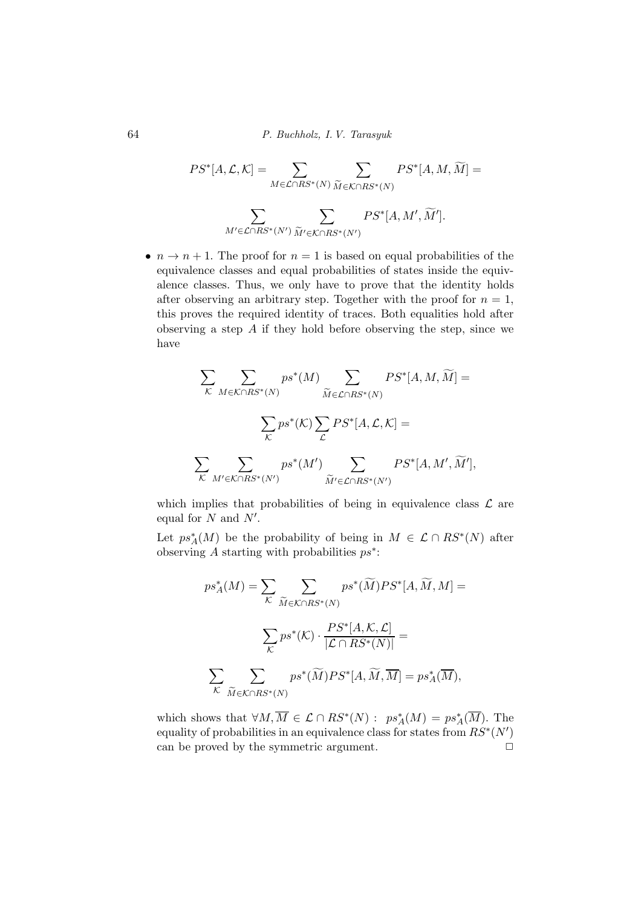$$PS^*[A, \mathcal{L}, \mathcal{K}] = \sum_{M \in \mathcal{L} \cap RS^*(N)} \sum_{\widetilde{M} \in \mathcal{K} \cap RS^*(N)} PS^*[A, M, \widetilde{M}] =$$

$$\sum_{M' \in \mathcal{L} \cap RS^*(N')} \sum_{\widetilde{M}' \in \mathcal{K} \cap RS^*(N')} PS^*[A, M', \widetilde{M}'].$$

- $n \to n+1$. The proof for $n = 1$ is based on equal probabilities of the equivalence classes and equal probabilities of states inside the equivalence classes. Thus, we only have to prove that the identity holds after observing an arbitrary step. Together with the proof for $n = 1$, this proves the required identity of traces. Both equalities hold after observing a step $A$ if they hold before observing the step, since we have

$$\sum_{\mathcal{K}} \sum_{M \in \mathcal{K} \cap RS^*(N)} ps^*(M) \sum_{\widetilde{M} \in \mathcal{L} \cap RS^*(N)} PS^*[A, M, \widetilde{M}] =$$

$$\sum_{\mathcal{K}} ps^*(\mathcal{K}) \sum_{\mathcal{L}} PS^*[A, \mathcal{L}, \mathcal{K}] =$$

$$\sum_{\mathcal{K}} \sum_{M' \in \mathcal{K} \cap RS^*(N')} ps^*(M') \sum_{\widetilde{M}' \in \mathcal{L} \cap RS^*(N')} PS^*[A, M', \widetilde{M}'],$$

which implies that probabilities of being in equivalence class $\mathcal{L}$ are equal for $N$ and $N'$.

Let $ps^*_A(M)$ be the probability of being in $M \in \mathcal{L} \cap RS^*(N)$ after observing $A$ starting with probabilities $ps^*$:

$$ps^*_A(M) = \sum_{\mathcal{K}} \sum_{\widetilde{M} \in \mathcal{K} \cap RS^*(N)} ps^*(\widetilde{M}) PS^*[A, \widetilde{M}, M] =$$

$$\sum_{\mathcal{K}} ps^*(\mathcal{K}) \cdot \frac{PS^*[A, \mathcal{K}, \mathcal{L}]}{|\mathcal{L} \cap RS^*(N)|} =$$

$$\sum_{\mathcal{K}} \sum_{\widetilde{M} \in \mathcal{K} \cap RS^*(N)} ps^*(\widetilde{M}) PS^*[A, \widetilde{M}, \overline{M}] = ps^*_A(\overline{M}),$$

which shows that $\forall M, \overline{M} \in \mathcal{L} \cap RS^*(N): \ ps^*_A(M) = ps^*_A(\overline{M})$. The equality of probabilities in an equivalence class for states from $RS^*(N')$ can be proved by the symmetric argument. $\square$